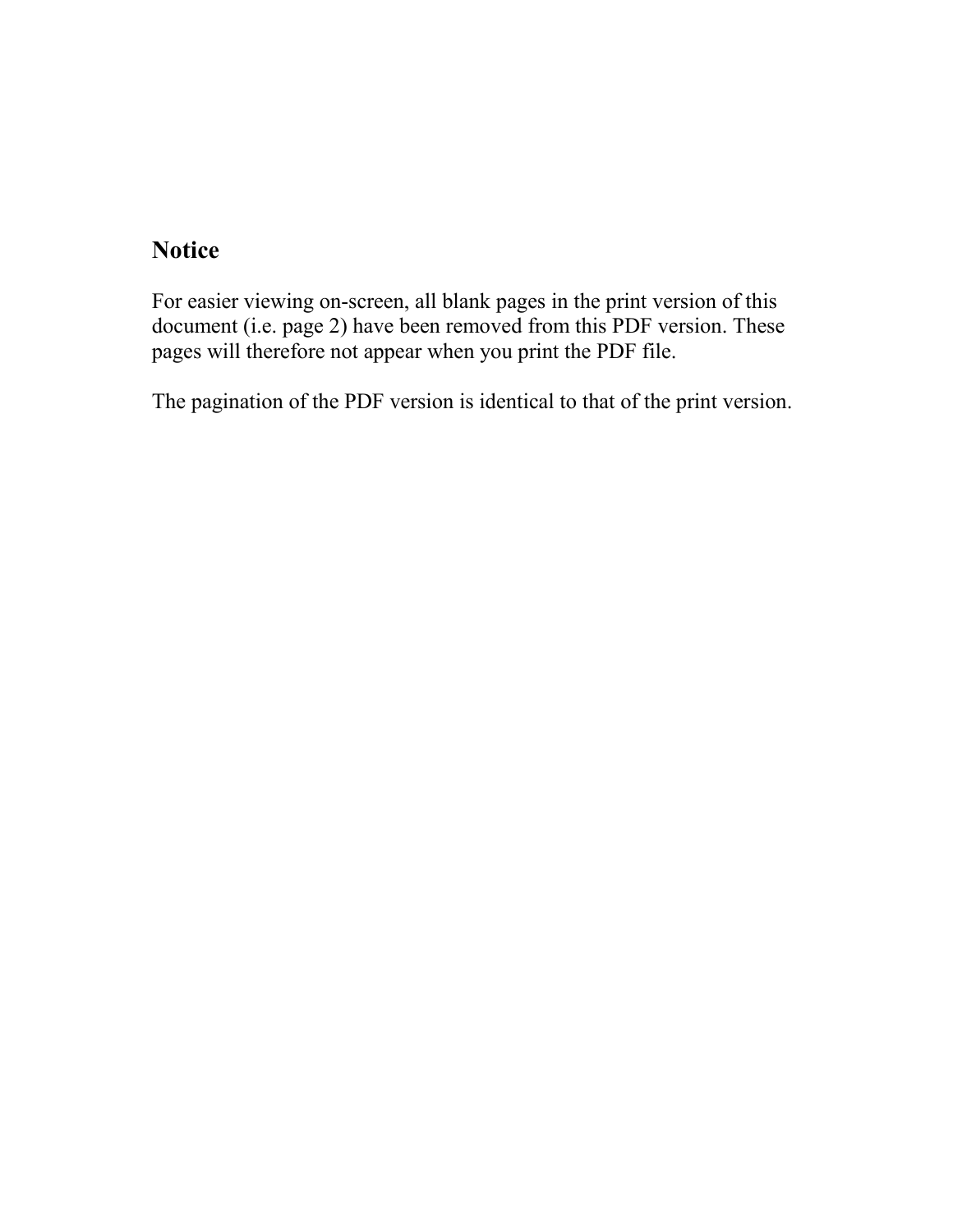## Notice

For easier viewing on-screen, all blank pages in the print version of this document (i.e. page 2) have been removed from this PDF version. These pages will therefore not appear when you print the PDF file.

The pagination of the PDF version is identical to that of the print version.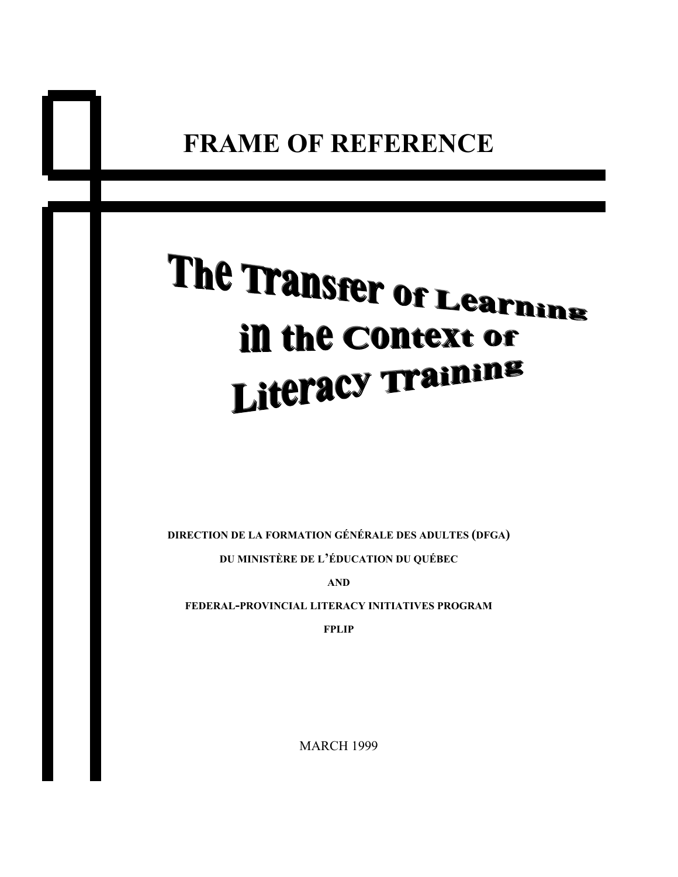# FRAME OF REFERENCE

# The Transfer of Learning in the Context of Literacy Training

**DIRECTION DE LA FORMATION GÉNÉRALE DES ADULTES (DFGA)**

**DU MINISTÈRE DE L'ÉDUCATION DU QUÉBEC**

**AND**

**FEDERAL-PROVINCIAL LITERACY INITIATIVES PROGRAM**

**FPLIP**

MARCH 1999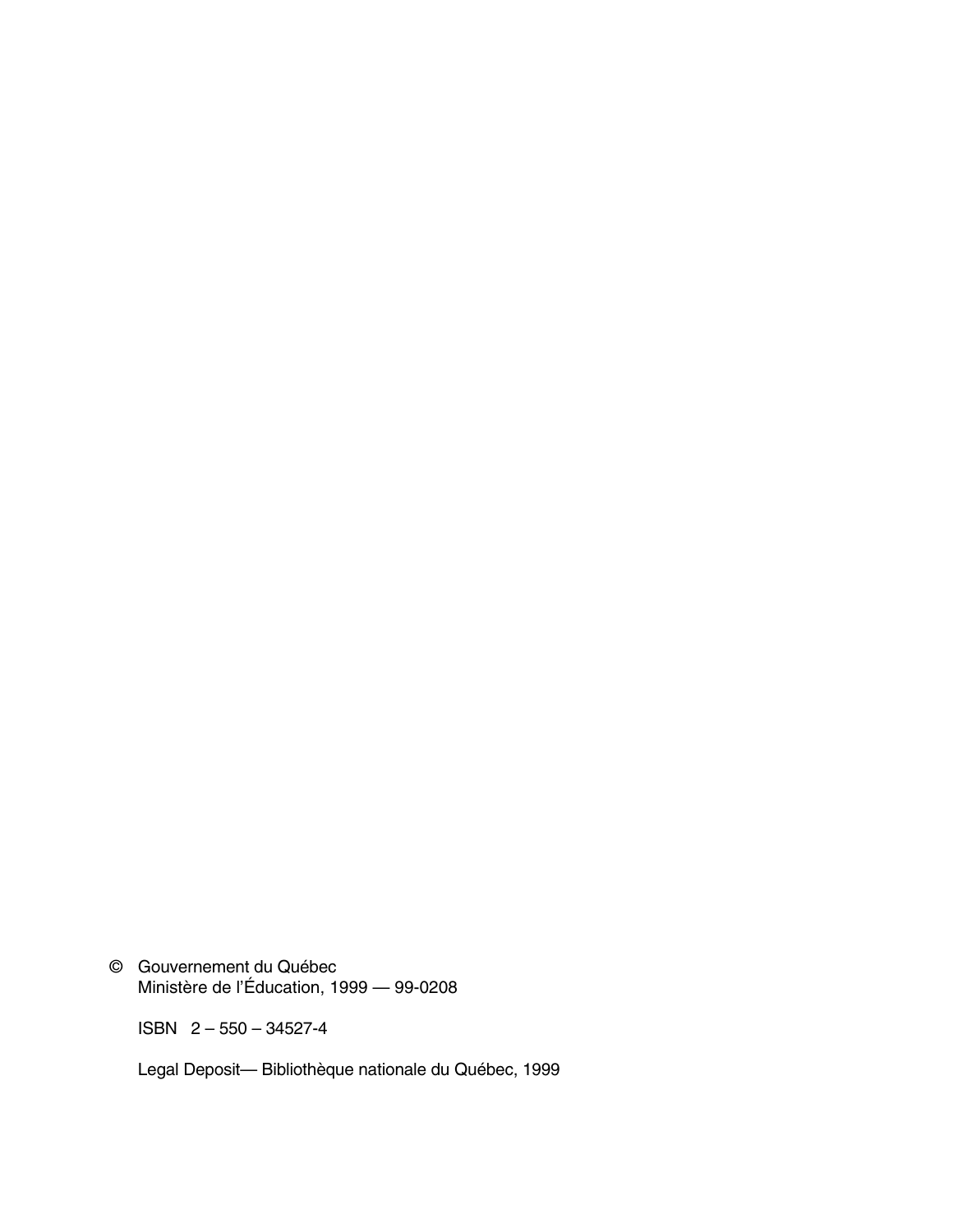© Gouvernement du Québec
Ministère de l'Éducation, 1999 — 99-0208

ISBN 2 – 550 – 34527-4

Legal Deposit— Bibliothèque nationale du Québec, 1999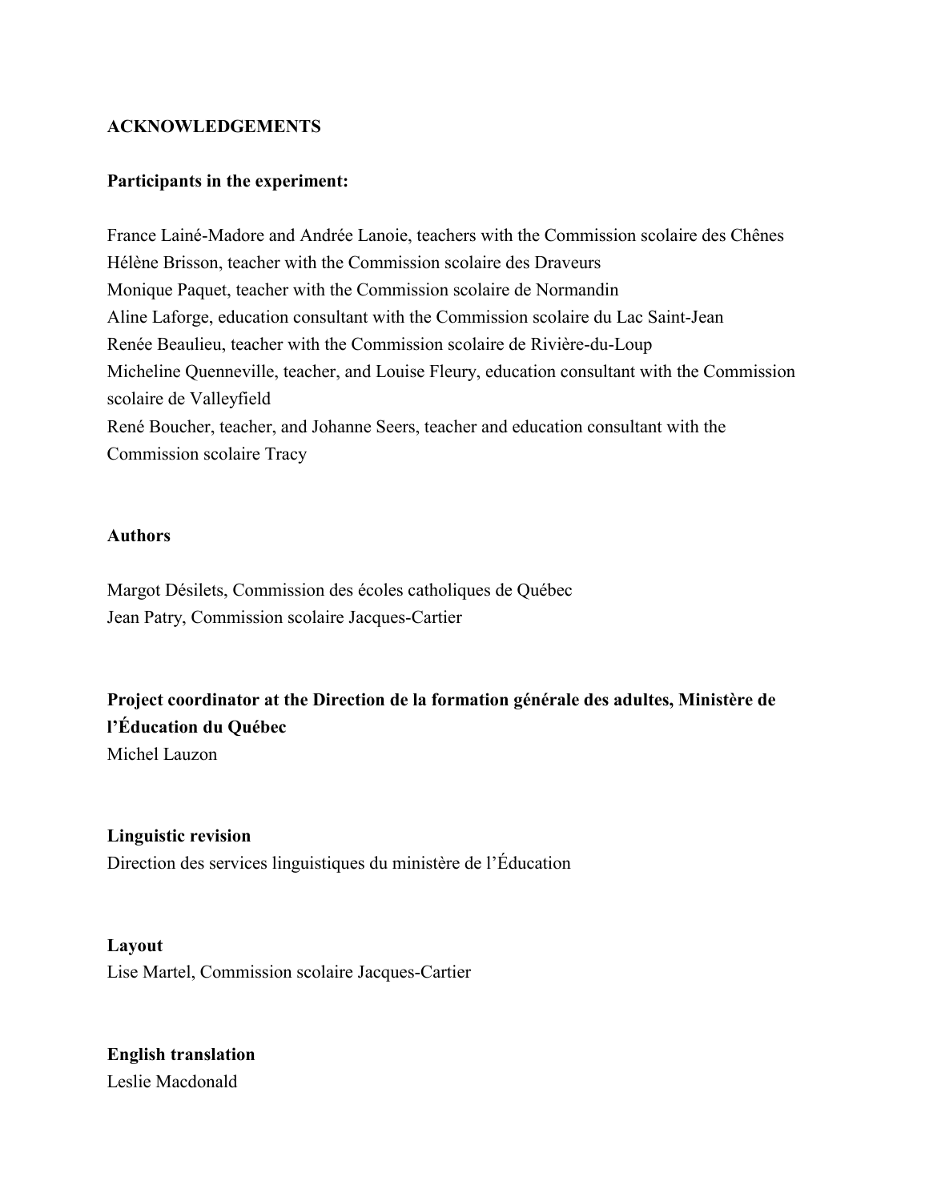## ACKNOWLEDGEMENTS

**Participants in the experiment:**

France Lainé-Madore and Andrée Lanoie, teachers with the Commission scolaire des Chênes
Hélène Brisson, teacher with the Commission scolaire des Draveurs
Monique Paquet, teacher with the Commission scolaire de Normandin
Aline Laforge, education consultant with the Commission scolaire du Lac Saint-Jean
Renée Beaulieu, teacher with the Commission scolaire de Rivière-du-Loup
Micheline Quenneville, teacher, and Louise Fleury, education consultant with the Commission scolaire de Valleyfield
René Boucher, teacher, and Johanne Seers, teacher and education consultant with the Commission scolaire Tracy

**Authors**

Margot Désilets, Commission des écoles catholiques de Québec
Jean Patry, Commission scolaire Jacques-Cartier

**Project coordinator at the Direction de la formation générale des adultes, Ministère de l'Éducation du Québec**
Michel Lauzon

**Linguistic revision**
Direction des services linguistiques du ministère de l'Éducation

**Layout**
Lise Martel, Commission scolaire Jacques-Cartier

**English translation**
Leslie Macdonald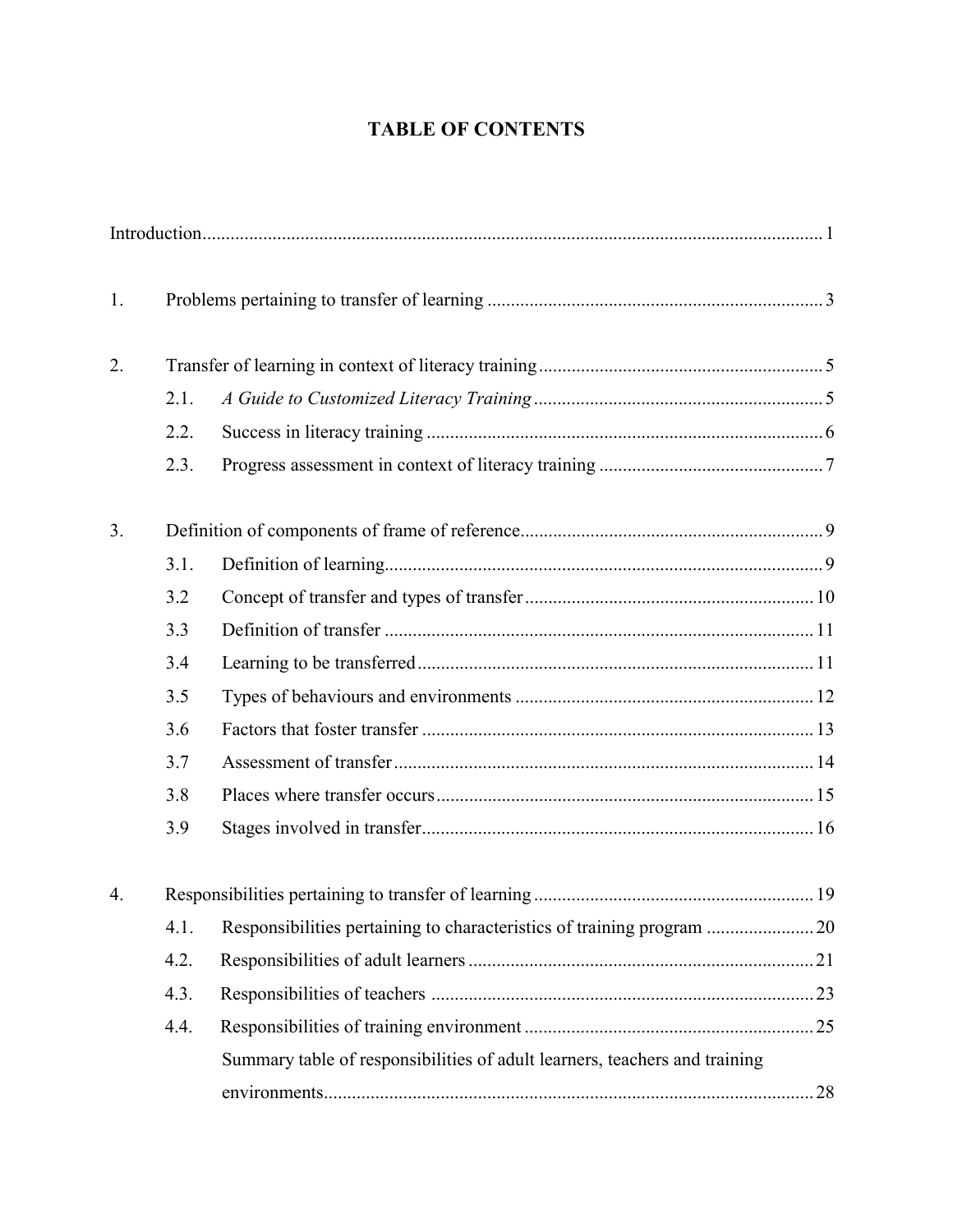# TABLE OF CONTENTS

Introduction .................................................................................................................... 1

1. Problems pertaining to transfer of learning ....................................................................... 3

2. Transfer of learning in context of literacy training ............................................................ 5
   - 2.1. *A Guide to Customized Literacy Training* ............................................................. 5
   - 2.2. Success in literacy training ..................................................................................... 6
   - 2.3. Progress assessment in context of literacy training ................................................ 7

3. Definition of components of frame of reference ................................................................ 9
   - 3.1. Definition of learning ............................................................................................. 9
   - 3.2 Concept of transfer and types of transfer ............................................................. 10
   - 3.3 Definition of transfer ........................................................................................... 11
   - 3.4 Learning to be transferred .................................................................................... 11
   - 3.5 Types of behaviours and environments ................................................................ 12
   - 3.6 Factors that foster transfer .................................................................................... 13
   - 3.7 Assessment of transfer ......................................................................................... 14
   - 3.8 Places where transfer occurs ................................................................................ 15
   - 3.9 Stages involved in transfer ................................................................................... 16

4. Responsibilities pertaining to transfer of learning ........................................................... 19
   - 4.1. Responsibilities pertaining to characteristics of training program ....................... 20
   - 4.2. Responsibilities of adult learners ......................................................................... 21
   - 4.3. Responsibilities of teachers ................................................................................. 23
   - 4.4. Responsibilities of training environment ............................................................. 25
   - Summary table of responsibilities of adult learners, teachers and training environments ........................................................................................................ 28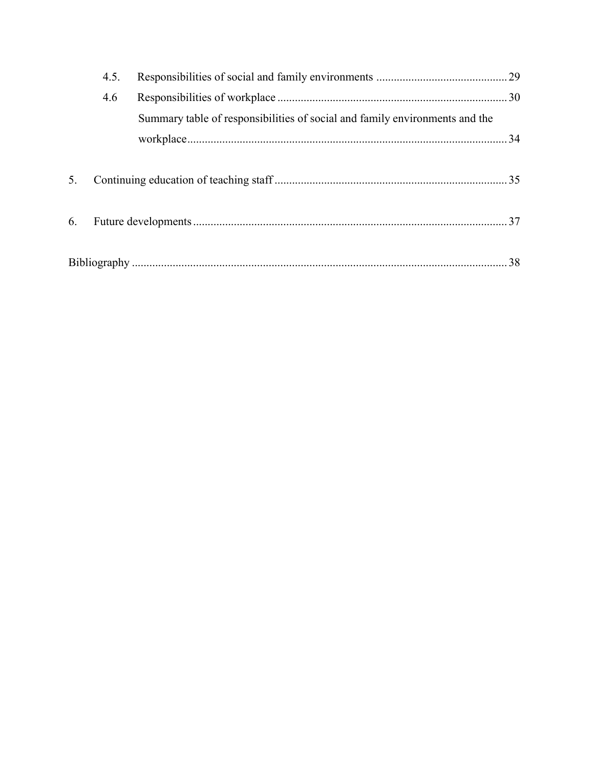4.5. Responsibilities of social and family environments ............................................ 29

4.6 Responsibilities of workplace ............................................................................ 30

Summary table of responsibilities of social and family environments and the workplace.............................................................................................................. 34

5. Continuing education of teaching staff ............................................................................ 35

6. Future developments ........................................................................................................ 37

Bibliography ......................................................................................................................... 38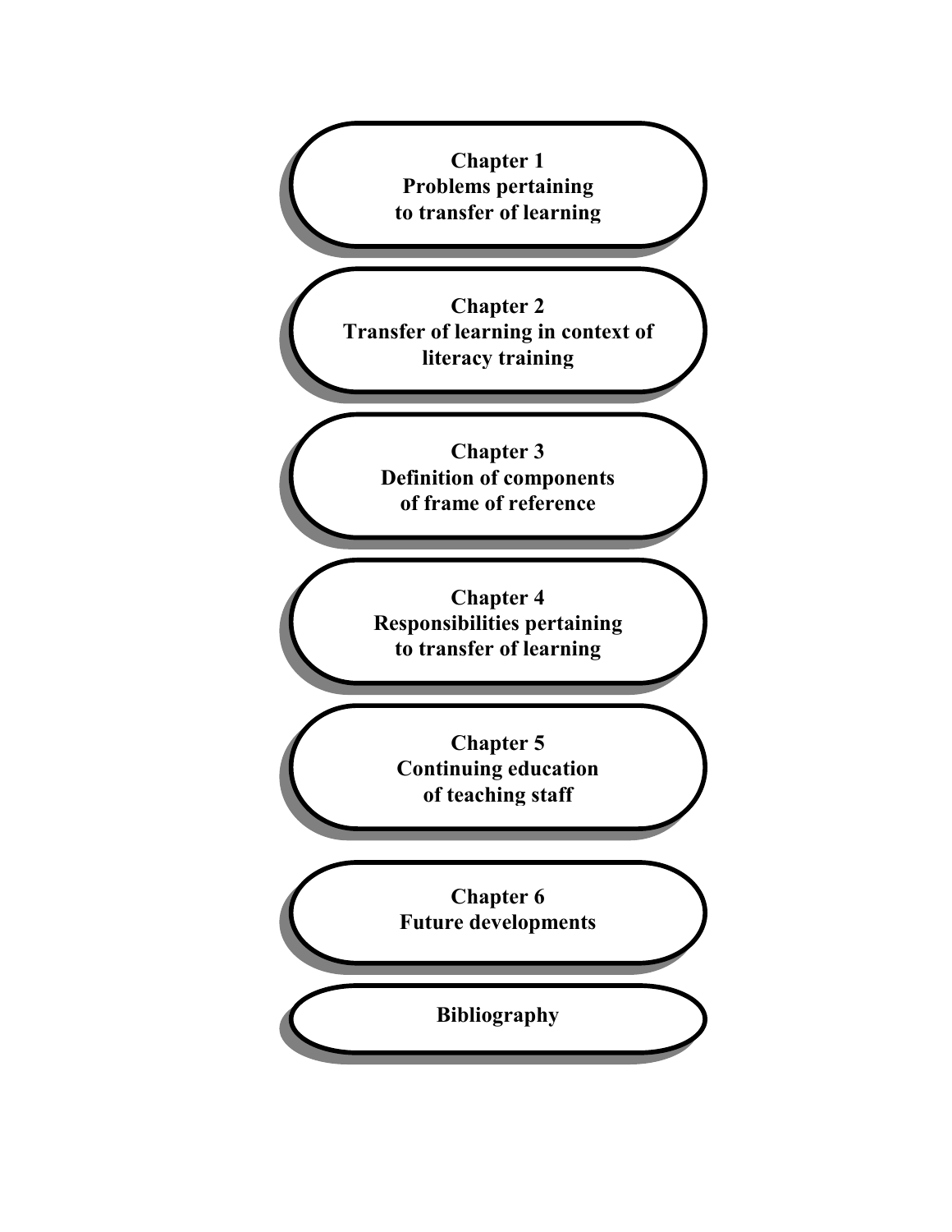**Chapter 1**
**Problems pertaining to transfer of learning**

**Chapter 2**
**Transfer of learning in context of literacy training**

**Chapter 3**
**Definition of components of frame of reference**

**Chapter 4**
**Responsibilities pertaining to transfer of learning**

**Chapter 5**
**Continuing education of teaching staff**

**Chapter 6**
**Future developments**

**Bibliography**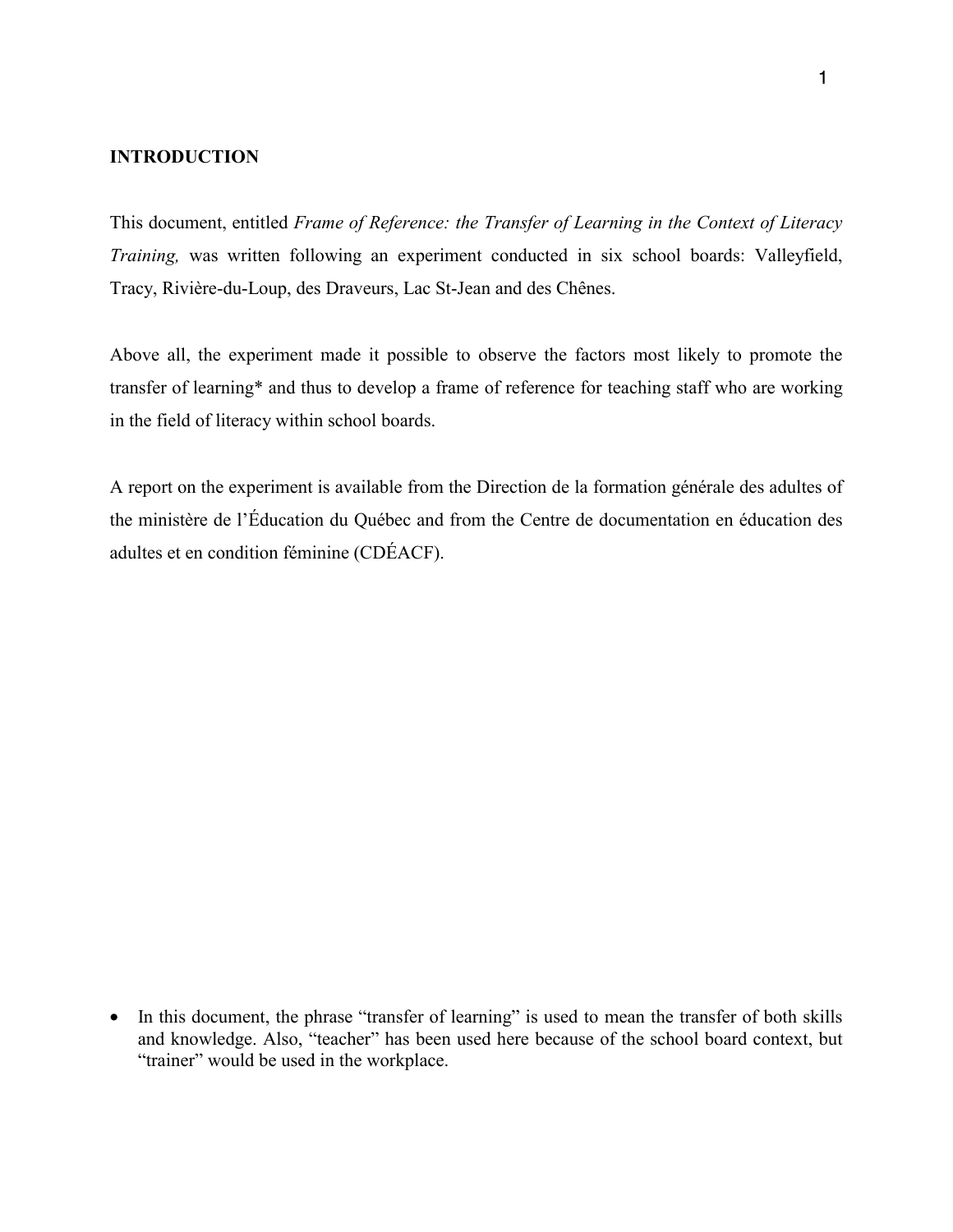## INTRODUCTION

This document, entitled *Frame of Reference: the Transfer of Learning in the Context of Literacy Training,* was written following an experiment conducted in six school boards: Valleyfield, Tracy, Rivière-du-Loup, des Draveurs, Lac St-Jean and des Chênes.

Above all, the experiment made it possible to observe the factors most likely to promote the transfer of learning* and thus to develop a frame of reference for teaching staff who are working in the field of literacy within school boards.

A report on the experiment is available from the Direction de la formation générale des adultes of the ministère de l'Éducation du Québec and from the Centre de documentation en éducation des adultes et en condition féminine (CDÉACF).

- In this document, the phrase "transfer of learning" is used to mean the transfer of both skills and knowledge. Also, "teacher" has been used here because of the school board context, but "trainer" would be used in the workplace.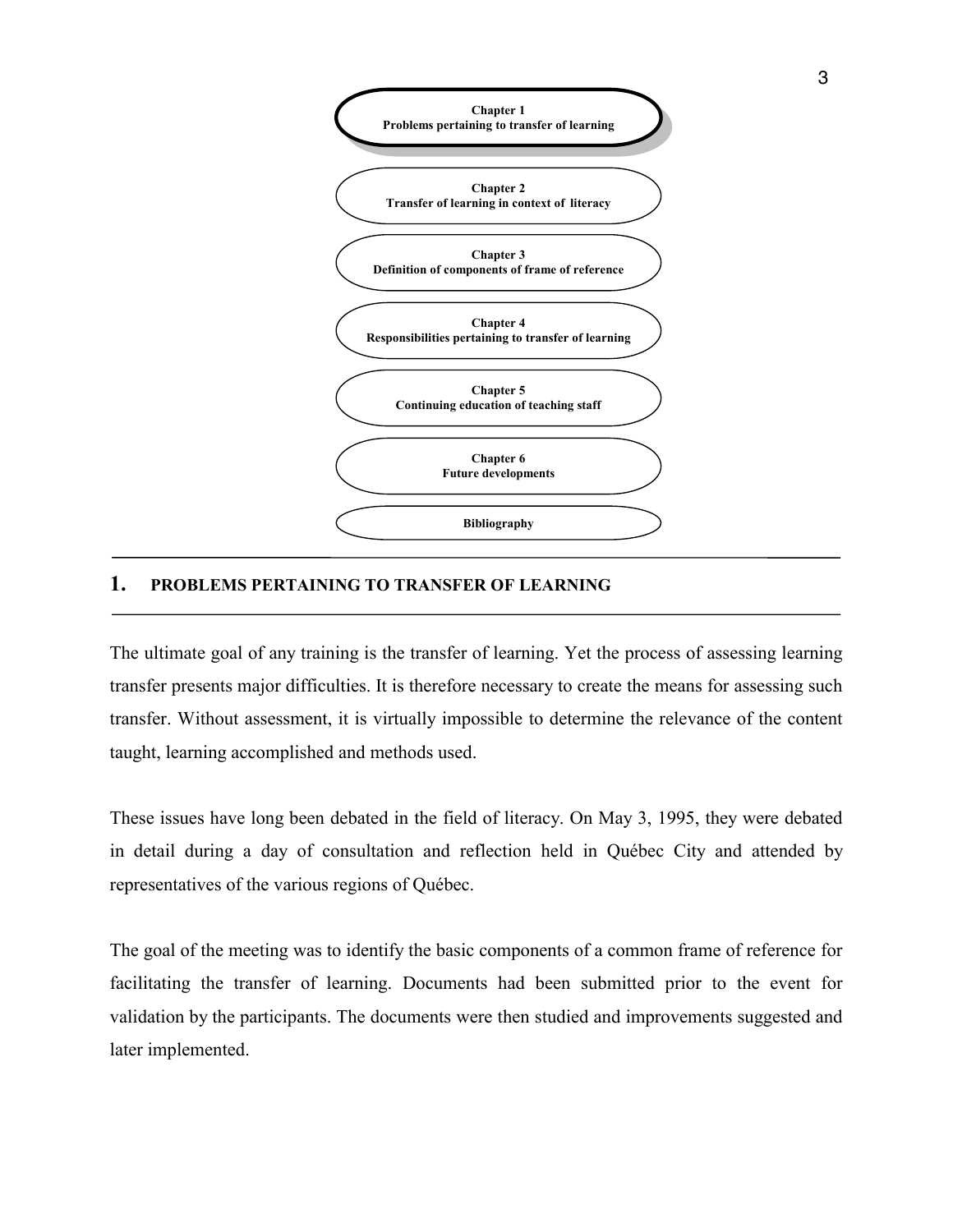**Chapter 1**
**Problems pertaining to transfer of learning**

**Chapter 2**
**Transfer of learning in context of literacy**

**Chapter 3**
**Definition of components of frame of reference**

**Chapter 4**
**Responsibilities pertaining to transfer of learning**

**Chapter 5**
**Continuing education of teaching staff**

**Chapter 6**
**Future developments**

**Bibliography**

---

# 1. PROBLEMS PERTAINING TO TRANSFER OF LEARNING

---

The ultimate goal of any training is the transfer of learning. Yet the process of assessing learning transfer presents major difficulties. It is therefore necessary to create the means for assessing such transfer. Without assessment, it is virtually impossible to determine the relevance of the content taught, learning accomplished and methods used.

These issues have long been debated in the field of literacy. On May 3, 1995, they were debated in detail during a day of consultation and reflection held in Québec City and attended by representatives of the various regions of Québec.

The goal of the meeting was to identify the basic components of a common frame of reference for facilitating the transfer of learning. Documents had been submitted prior to the event for validation by the participants. The documents were then studied and improvements suggested and later implemented.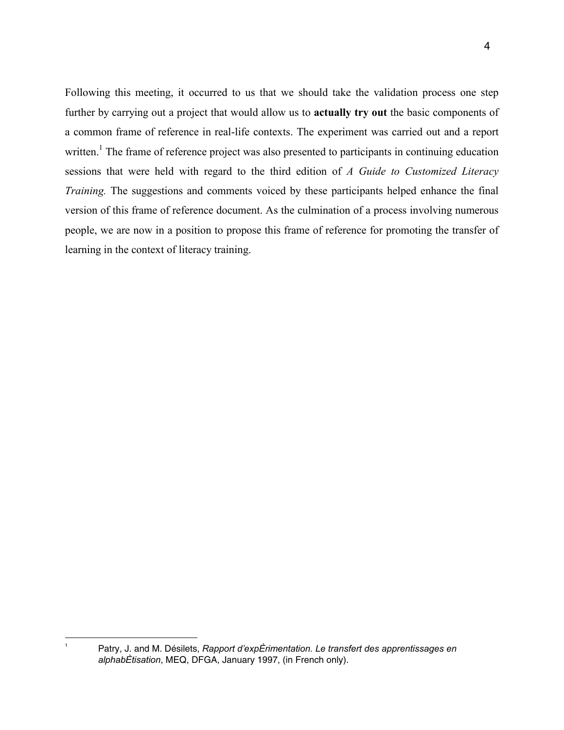Following this meeting, it occurred to us that we should take the validation process one step further by carrying out a project that would allow us to **actually try out** the basic components of a common frame of reference in real-life contexts. The experiment was carried out and a report written.[1] The frame of reference project was also presented to participants in continuing education sessions that were held with regard to the third edition of *A Guide to Customized Literacy Training.* The suggestions and comments voiced by these participants helped enhance the final version of this frame of reference document. As the culmination of a process involving numerous people, we are now in a position to propose this frame of reference for promoting the transfer of learning in the context of literacy training.

---

[1] Patry, J. and M. Désilets, *Rapport d'expÈrimentation. Le transfert des apprentissages en alphabÈtisation*, MEQ, DFGA, January 1997, (in French only).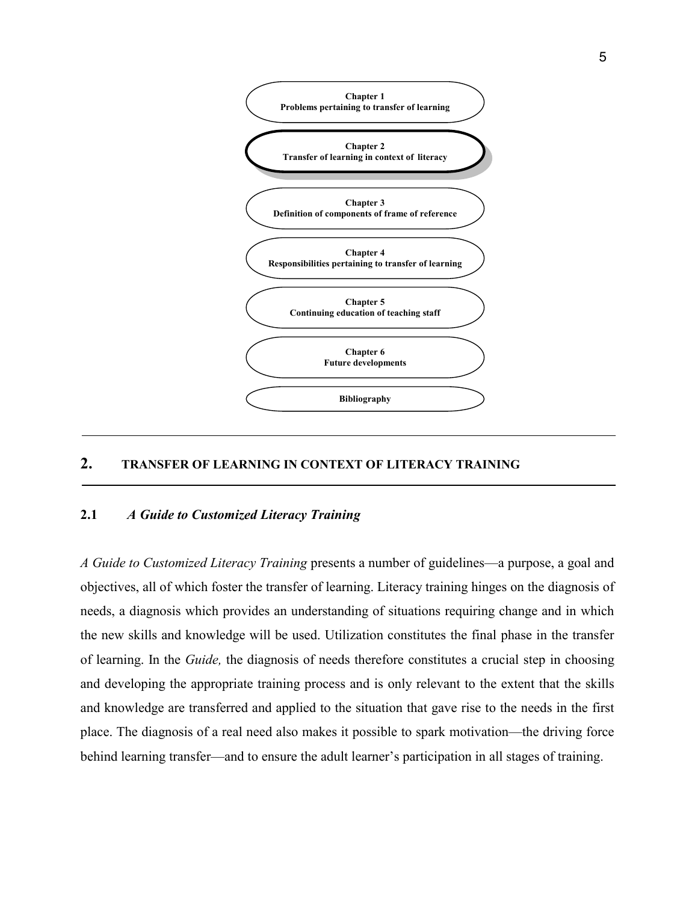**Chapter 1**
**Problems pertaining to transfer of learning**

**Chapter 2**
**Transfer of learning in context of literacy**

**Chapter 3**
**Definition of components of frame of reference**

**Chapter 4**
**Responsibilities pertaining to transfer of learning**

**Chapter 5**
**Continuing education of teaching staff**

**Chapter 6**
**Future developments**

**Bibliography**

---

## 2. TRANSFER OF LEARNING IN CONTEXT OF LITERACY TRAINING

---

### 2.1 *A Guide to Customized Literacy Training*

*A Guide to Customized Literacy Training* presents a number of guidelines—a purpose, a goal and objectives, all of which foster the transfer of learning. Literacy training hinges on the diagnosis of needs, a diagnosis which provides an understanding of situations requiring change and in which the new skills and knowledge will be used. Utilization constitutes the final phase in the transfer of learning. In the *Guide,* the diagnosis of needs therefore constitutes a crucial step in choosing and developing the appropriate training process and is only relevant to the extent that the skills and knowledge are transferred and applied to the situation that gave rise to the needs in the first place. The diagnosis of a real need also makes it possible to spark motivation—the driving force behind learning transfer—and to ensure the adult learner's participation in all stages of training.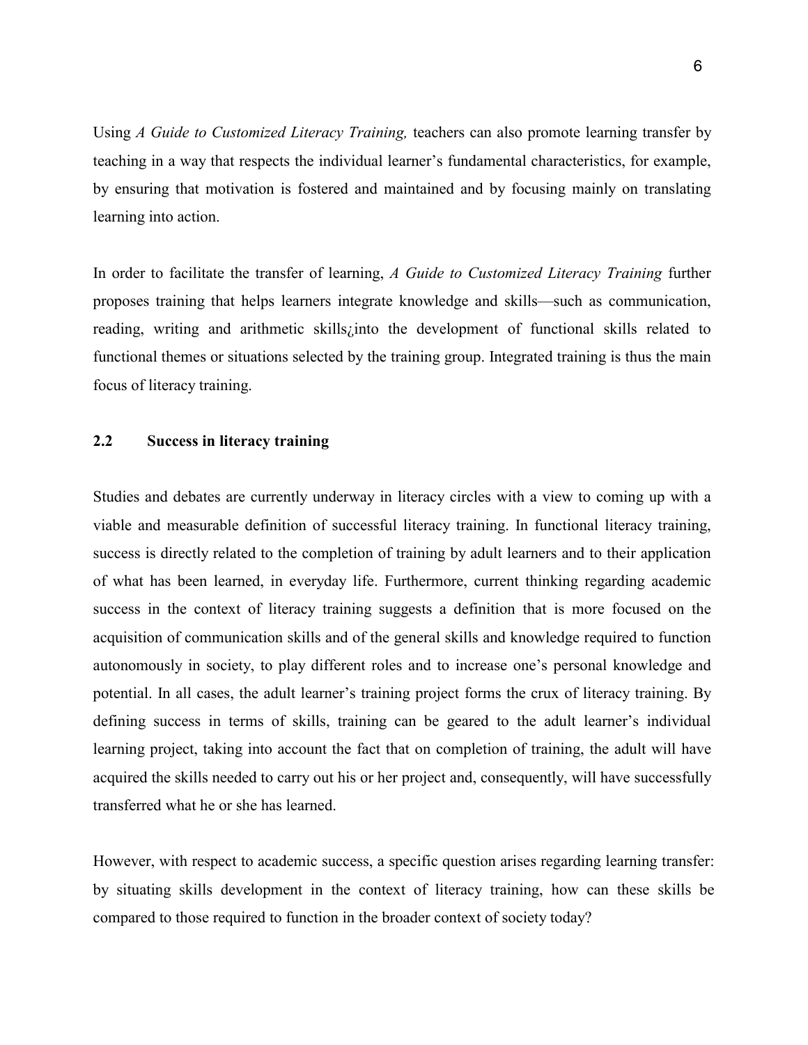Using *A Guide to Customized Literacy Training,* teachers can also promote learning transfer by teaching in a way that respects the individual learner's fundamental characteristics, for example, by ensuring that motivation is fostered and maintained and by focusing mainly on translating learning into action.

In order to facilitate the transfer of learning, *A Guide to Customized Literacy Training* further proposes training that helps learners integrate knowledge and skills—such as communication, reading, writing and arithmetic skills¿into the development of functional skills related to functional themes or situations selected by the training group. Integrated training is thus the main focus of literacy training.

### 2.2 Success in literacy training

Studies and debates are currently underway in literacy circles with a view to coming up with a viable and measurable definition of successful literacy training. In functional literacy training, success is directly related to the completion of training by adult learners and to their application of what has been learned, in everyday life. Furthermore, current thinking regarding academic success in the context of literacy training suggests a definition that is more focused on the acquisition of communication skills and of the general skills and knowledge required to function autonomously in society, to play different roles and to increase one's personal knowledge and potential. In all cases, the adult learner's training project forms the crux of literacy training. By defining success in terms of skills, training can be geared to the adult learner's individual learning project, taking into account the fact that on completion of training, the adult will have acquired the skills needed to carry out his or her project and, consequently, will have successfully transferred what he or she has learned.

However, with respect to academic success, a specific question arises regarding learning transfer: by situating skills development in the context of literacy training, how can these skills be compared to those required to function in the broader context of society today?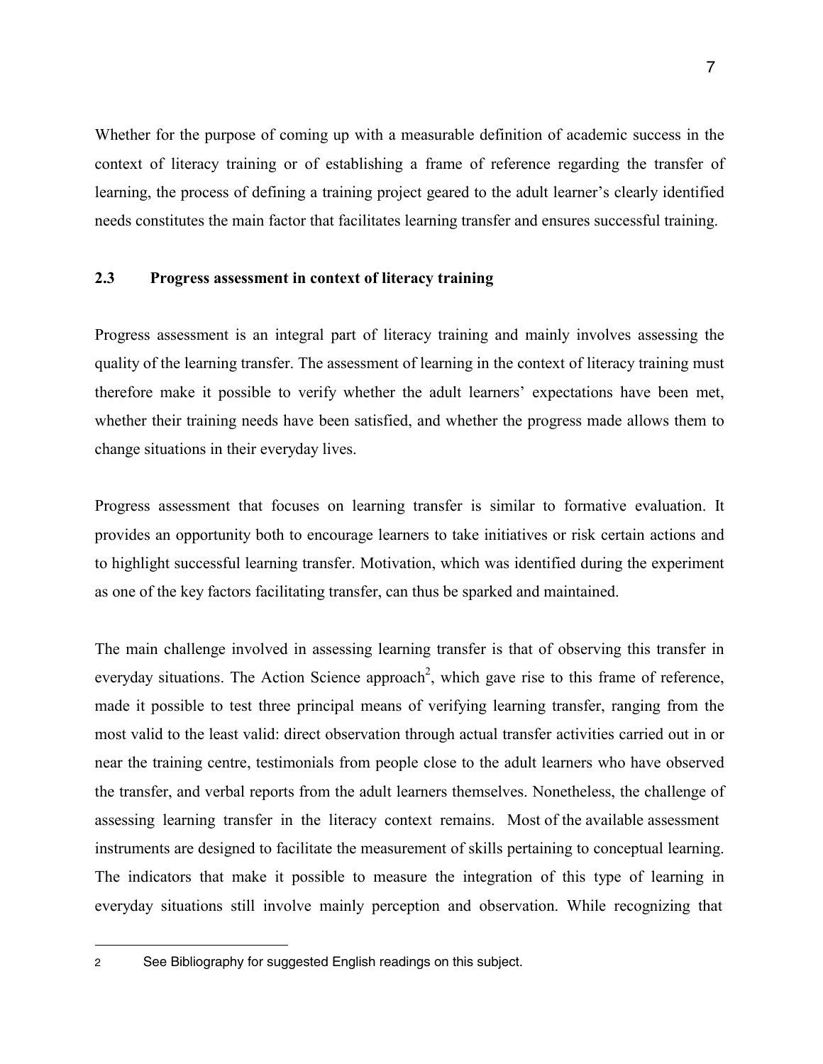Whether for the purpose of coming up with a measurable definition of academic success in the context of literacy training or of establishing a frame of reference regarding the transfer of learning, the process of defining a training project geared to the adult learner's clearly identified needs constitutes the main factor that facilitates learning transfer and ensures successful training.

### 2.3 Progress assessment in context of literacy training

Progress assessment is an integral part of literacy training and mainly involves assessing the quality of the learning transfer. The assessment of learning in the context of literacy training must therefore make it possible to verify whether the adult learners' expectations have been met, whether their training needs have been satisfied, and whether the progress made allows them to change situations in their everyday lives.

Progress assessment that focuses on learning transfer is similar to formative evaluation. It provides an opportunity both to encourage learners to take initiatives or risk certain actions and to highlight successful learning transfer. Motivation, which was identified during the experiment as one of the key factors facilitating transfer, can thus be sparked and maintained.

The main challenge involved in assessing learning transfer is that of observing this transfer in everyday situations. The Action Science approach[2], which gave rise to this frame of reference, made it possible to test three principal means of verifying learning transfer, ranging from the most valid to the least valid: direct observation through actual transfer activities carried out in or near the training centre, testimonials from people close to the adult learners who have observed the transfer, and verbal reports from the adult learners themselves. Nonetheless, the challenge of assessing learning transfer in the literacy context remains. Most of the available assessment instruments are designed to facilitate the measurement of skills pertaining to conceptual learning. The indicators that make it possible to measure the integration of this type of learning in everyday situations still involve mainly perception and observation. While recognizing that

---

[2] See Bibliography for suggested English readings on this subject.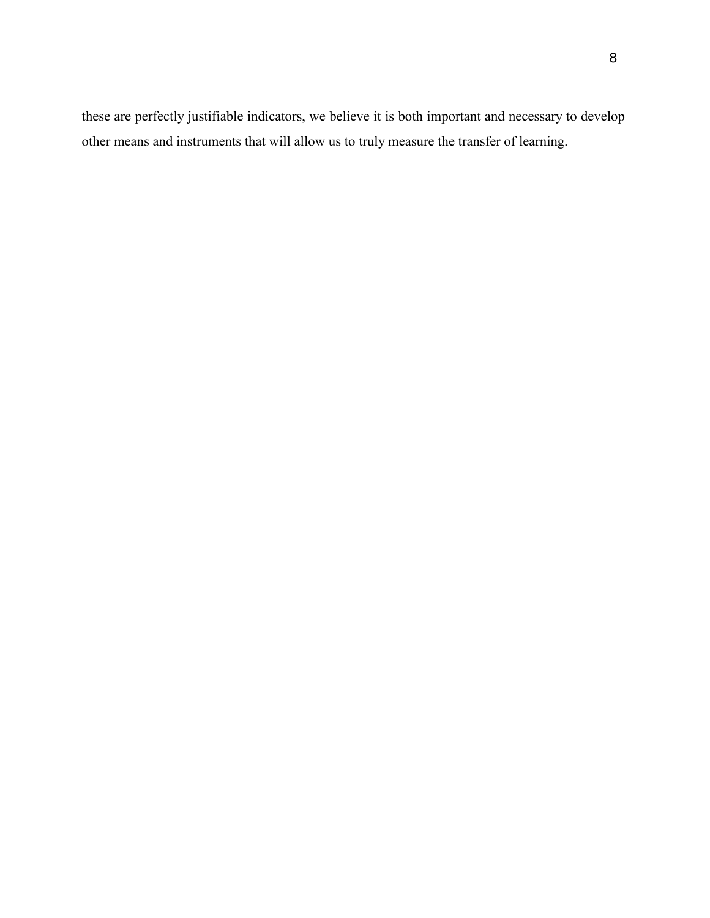these are perfectly justifiable indicators, we believe it is both important and necessary to develop other means and instruments that will allow us to truly measure the transfer of learning.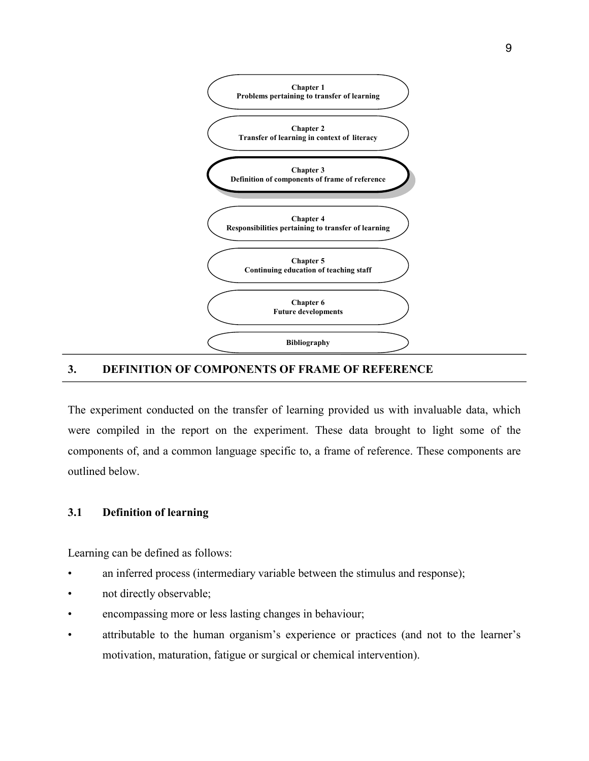**Chapter 1**
**Problems pertaining to transfer of learning**

**Chapter 2**
**Transfer of learning in context of literacy**

**Chapter 3**
**Definition of components of frame of reference**

**Chapter 4**
**Responsibilities pertaining to transfer of learning**

**Chapter 5**
**Continuing education of teaching staff**

**Chapter 6**
**Future developments**

**Bibliography**

## 3. DEFINITION OF COMPONENTS OF FRAME OF REFERENCE

The experiment conducted on the transfer of learning provided us with invaluable data, which were compiled in the report on the experiment. These data brought to light some of the components of, and a common language specific to, a frame of reference. These components are outlined below.

### 3.1 Definition of learning

Learning can be defined as follows:

- an inferred process (intermediary variable between the stimulus and response);
- not directly observable;
- encompassing more or less lasting changes in behaviour;
- attributable to the human organism's experience or practices (and not to the learner's motivation, maturation, fatigue or surgical or chemical intervention).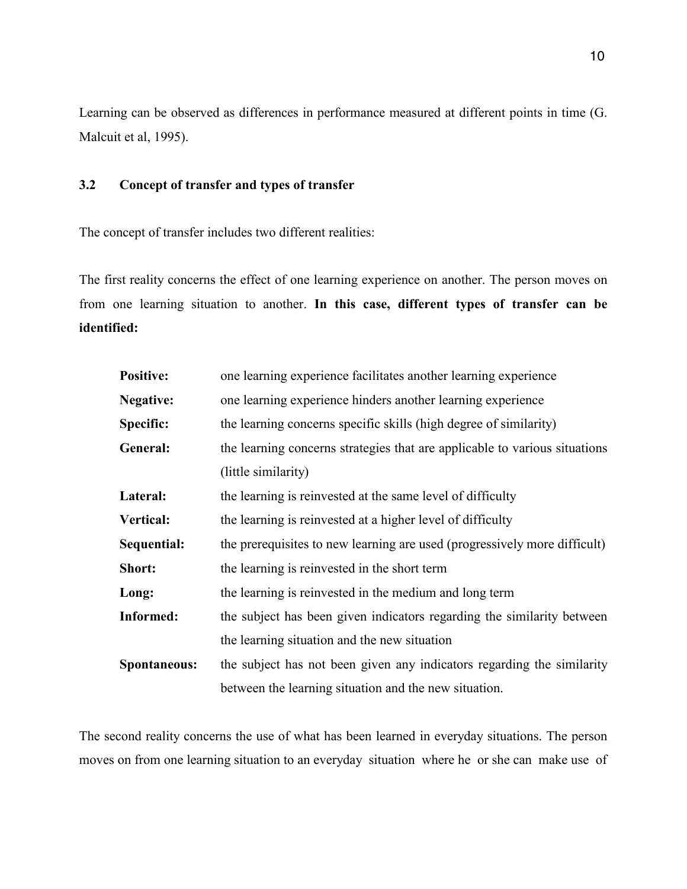Learning can be observed as differences in performance measured at different points in time (G. Malcuit et al, 1995).

### 3.2 Concept of transfer and types of transfer

The concept of transfer includes two different realities:

The first reality concerns the effect of one learning experience on another. The person moves on from one learning situation to another. **In this case, different types of transfer can be identified:**

| | |
|---|---|
| **Positive:** | one learning experience facilitates another learning experience |
| **Negative:** | one learning experience hinders another learning experience |
| **Specific:** | the learning concerns specific skills (high degree of similarity) |
| **General:** | the learning concerns strategies that are applicable to various situations (little similarity) |
| **Lateral:** | the learning is reinvested at the same level of difficulty |
| **Vertical:** | the learning is reinvested at a higher level of difficulty |
| **Sequential:** | the prerequisites to new learning are used (progressively more difficult) |
| **Short:** | the learning is reinvested in the short term |
| **Long:** | the learning is reinvested in the medium and long term |
| **Informed:** | the subject has been given indicators regarding the similarity between the learning situation and the new situation |
| **Spontaneous:** | the subject has not been given any indicators regarding the similarity between the learning situation and the new situation. |

The second reality concerns the use of what has been learned in everyday situations. The person moves on from one learning situation to an everyday situation where he or she can make use of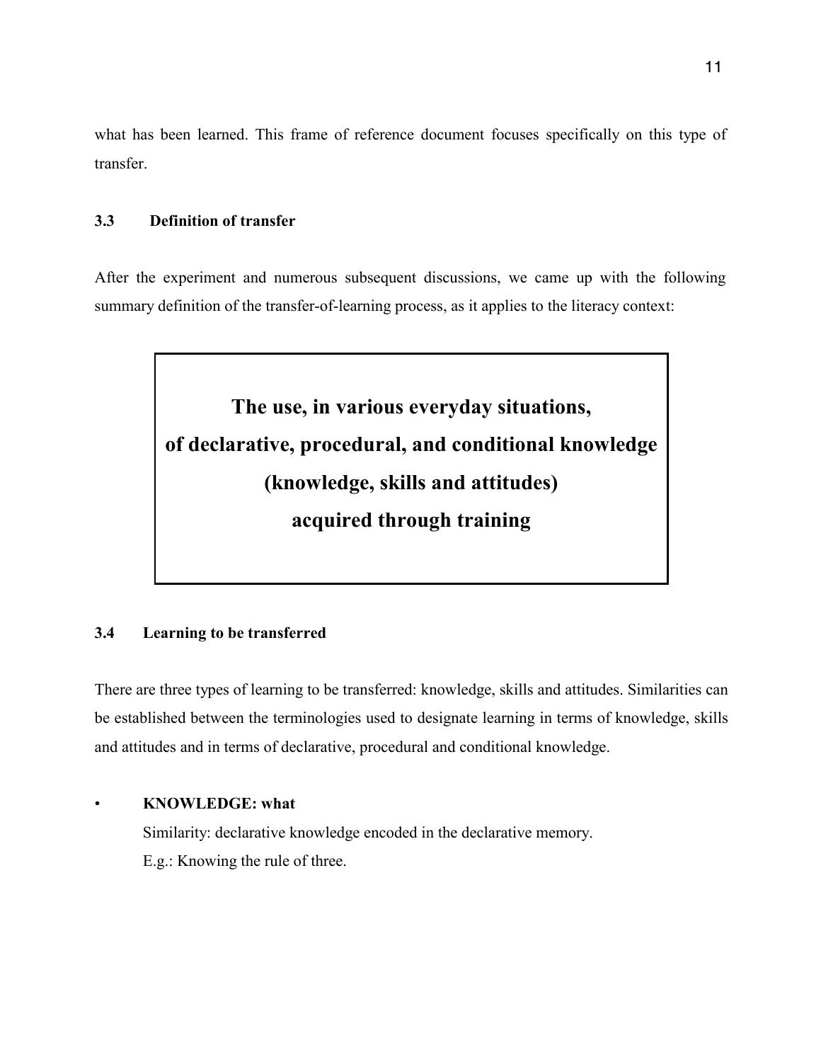what has been learned. This frame of reference document focuses specifically on this type of transfer.

### 3.3 Definition of transfer

After the experiment and numerous subsequent discussions, we came up with the following summary definition of the transfer-of-learning process, as it applies to the literacy context:

> **The use, in various everyday situations,**
> **of declarative, procedural, and conditional knowledge**
> **(knowledge, skills and attitudes)**
> **acquired through training**

### 3.4 Learning to be transferred

There are three types of learning to be transferred: knowledge, skills and attitudes. Similarities can be established between the terminologies used to designate learning in terms of knowledge, skills and attitudes and in terms of declarative, procedural and conditional knowledge.

- **KNOWLEDGE: what**

  Similarity: declarative knowledge encoded in the declarative memory.

  E.g.: Knowing the rule of three.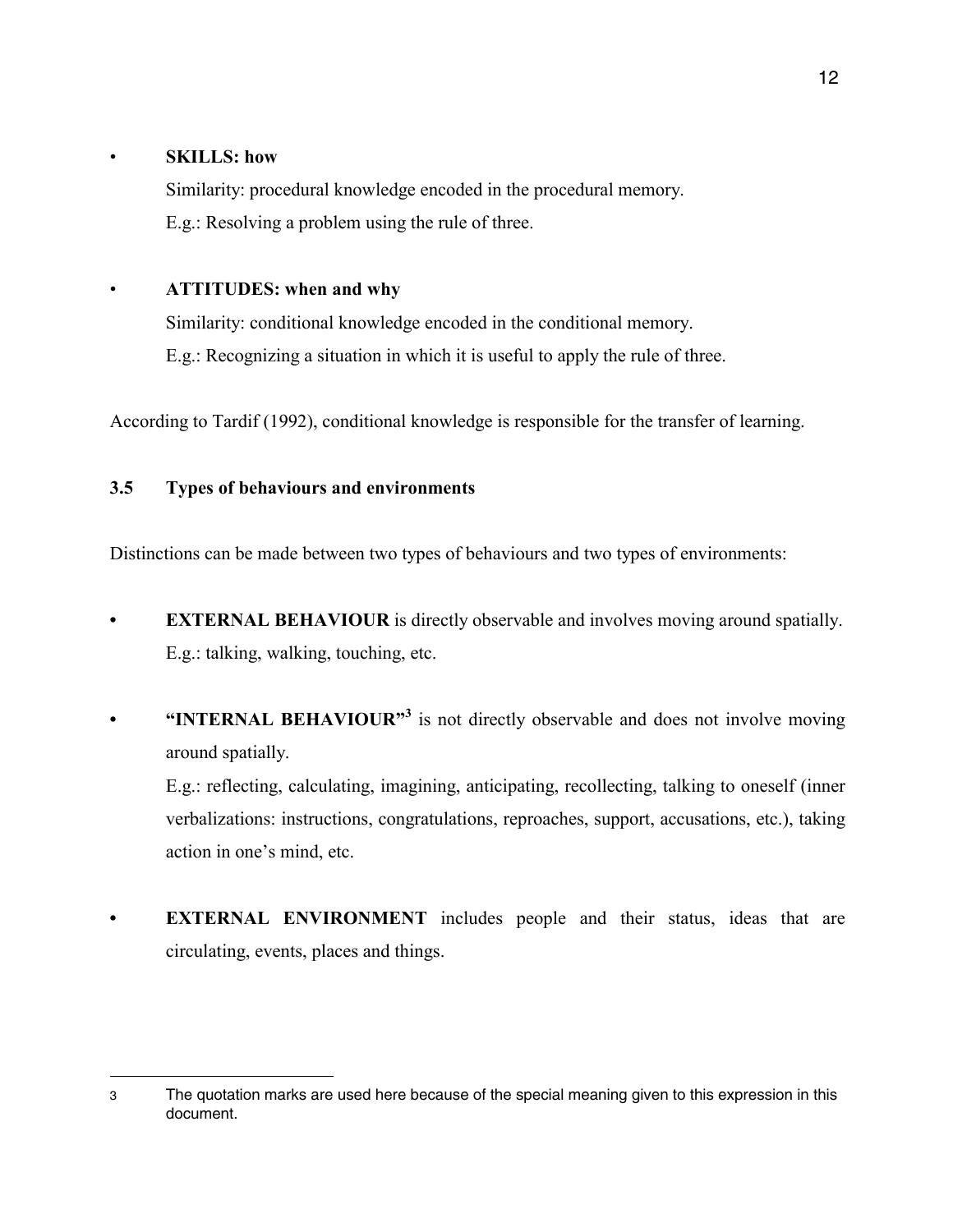- **SKILLS: how**

  Similarity: procedural knowledge encoded in the procedural memory.

  E.g.: Resolving a problem using the rule of three.

- **ATTITUDES: when and why**

  Similarity: conditional knowledge encoded in the conditional memory.

  E.g.: Recognizing a situation in which it is useful to apply the rule of three.

According to Tardif (1992), conditional knowledge is responsible for the transfer of learning.

### 3.5 Types of behaviours and environments

Distinctions can be made between two types of behaviours and two types of environments:

- **EXTERNAL BEHAVIOUR** is directly observable and involves moving around spatially.

  E.g.: talking, walking, touching, etc.

- **"INTERNAL BEHAVIOUR"**[3] is not directly observable and does not involve moving around spatially.

  E.g.: reflecting, calculating, imagining, anticipating, recollecting, talking to oneself (inner verbalizations: instructions, congratulations, reproaches, support, accusations, etc.), taking action in one's mind, etc.

- **EXTERNAL ENVIRONMENT** includes people and their status, ideas that are circulating, events, places and things.

---

[3] The quotation marks are used here because of the special meaning given to this expression in this document.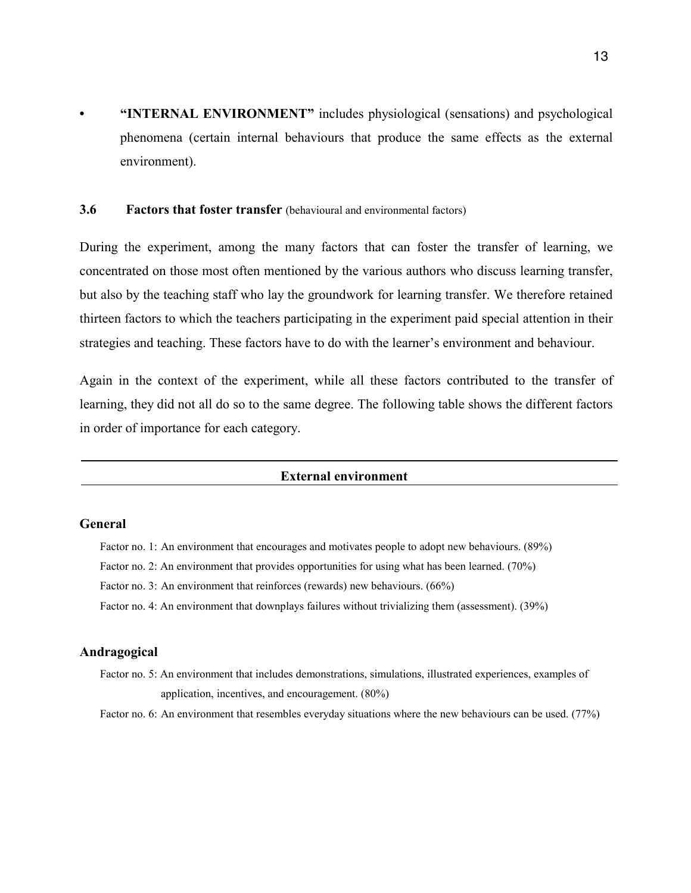- **"INTERNAL ENVIRONMENT"** includes physiological (sensations) and psychological phenomena (certain internal behaviours that produce the same effects as the external environment).

### 3.6 Factors that foster transfer (behavioural and environmental factors)

During the experiment, among the many factors that can foster the transfer of learning, we concentrated on those most often mentioned by the various authors who discuss learning transfer, but also by the teaching staff who lay the groundwork for learning transfer. We therefore retained thirteen factors to which the teachers participating in the experiment paid special attention in their strategies and teaching. These factors have to do with the learner's environment and behaviour.

Again in the context of the experiment, while all these factors contributed to the transfer of learning, they did not all do so to the same degree. The following table shows the different factors in order of importance for each category.

**External environment**

**General**

Factor no. 1: An environment that encourages and motivates people to adopt new behaviours. (89%)

Factor no. 2: An environment that provides opportunities for using what has been learned. (70%)

Factor no. 3: An environment that reinforces (rewards) new behaviours. (66%)

Factor no. 4: An environment that downplays failures without trivializing them (assessment). (39%)

**Andragogical**

Factor no. 5: An environment that includes demonstrations, simulations, illustrated experiences, examples of application, incentives, and encouragement. (80%)

Factor no. 6: An environment that resembles everyday situations where the new behaviours can be used. (77%)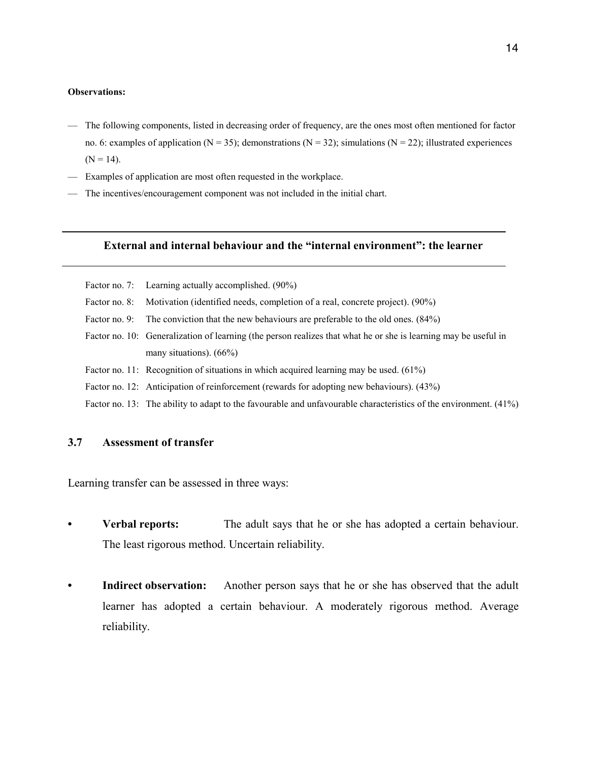**Observations:**

- The following components, listed in decreasing order of frequency, are the ones most often mentioned for factor no. 6: examples of application (N = 35); demonstrations (N = 32); simulations (N = 22); illustrated experiences (N = 14).
- Examples of application are most often requested in the workplace.
- The incentives/encouragement component was not included in the initial chart.

---

**External and internal behaviour and the "internal environment": the learner**

---

Factor no. 7: Learning actually accomplished. (90%)

Factor no. 8: Motivation (identified needs, completion of a real, concrete project). (90%)

Factor no. 9: The conviction that the new behaviours are preferable to the old ones. (84%)

Factor no. 10: Generalization of learning (the person realizes that what he or she is learning may be useful in many situations). (66%)

Factor no. 11: Recognition of situations in which acquired learning may be used. (61%)

Factor no. 12: Anticipation of reinforcement (rewards for adopting new behaviours). (43%)

Factor no. 13: The ability to adapt to the favourable and unfavourable characteristics of the environment. (41%)

### 3.7 Assessment of transfer

Learning transfer can be assessed in three ways:

- **Verbal reports:** The adult says that he or she has adopted a certain behaviour. The least rigorous method. Uncertain reliability.
- **Indirect observation:** Another person says that he or she has observed that the adult learner has adopted a certain behaviour. A moderately rigorous method. Average reliability.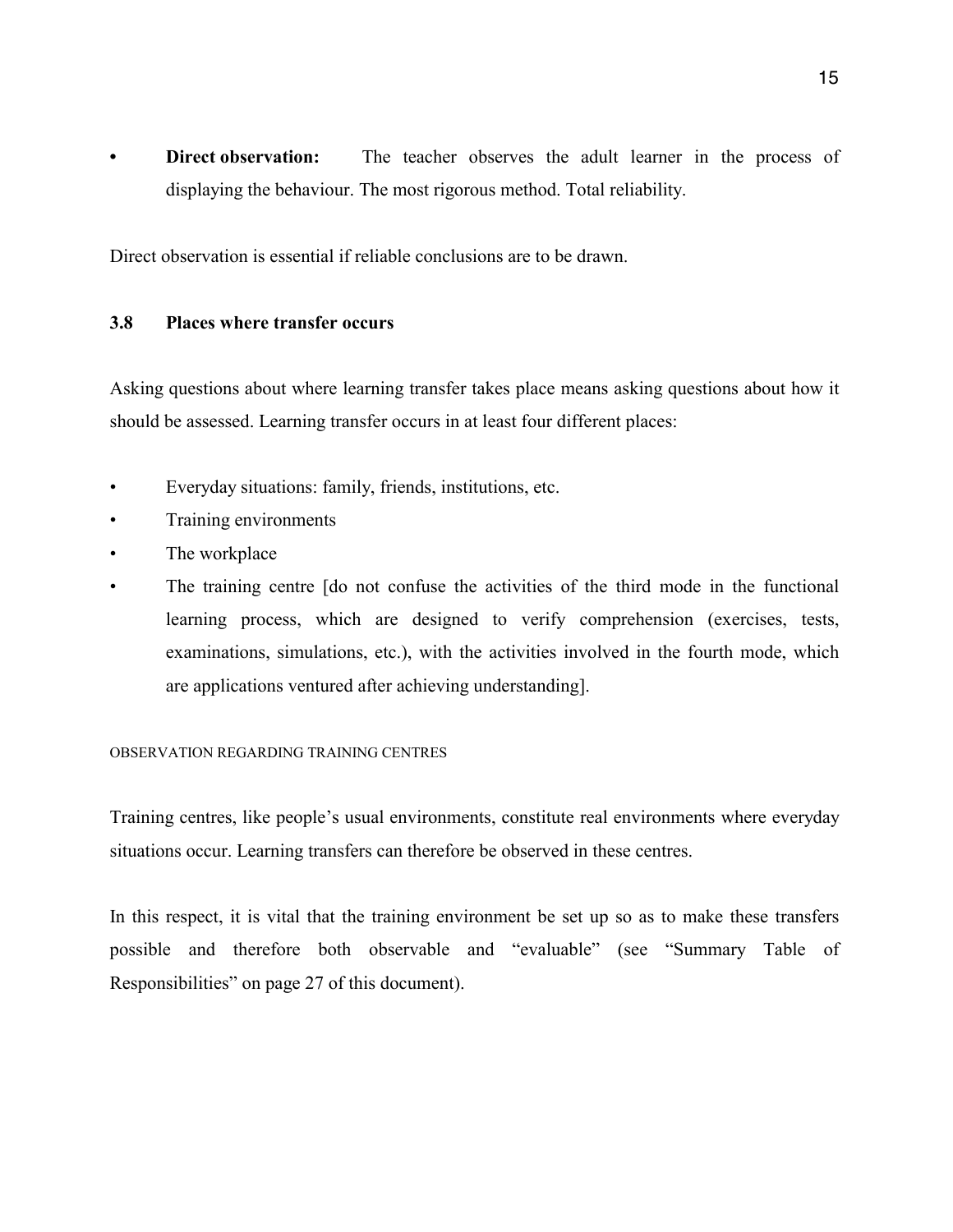- **Direct observation:** The teacher observes the adult learner in the process of displaying the behaviour. The most rigorous method. Total reliability.

Direct observation is essential if reliable conclusions are to be drawn.

### 3.8 Places where transfer occurs

Asking questions about where learning transfer takes place means asking questions about how it should be assessed. Learning transfer occurs in at least four different places:

- Everyday situations: family, friends, institutions, etc.
- Training environments
- The workplace
- The training centre [do not confuse the activities of the third mode in the functional learning process, which are designed to verify comprehension (exercises, tests, examinations, simulations, etc.), with the activities involved in the fourth mode, which are applications ventured after achieving understanding].

OBSERVATION REGARDING TRAINING CENTRES

Training centres, like people's usual environments, constitute real environments where everyday situations occur. Learning transfers can therefore be observed in these centres.

In this respect, it is vital that the training environment be set up so as to make these transfers possible and therefore both observable and "evaluable" (see "Summary Table of Responsibilities" on page 27 of this document).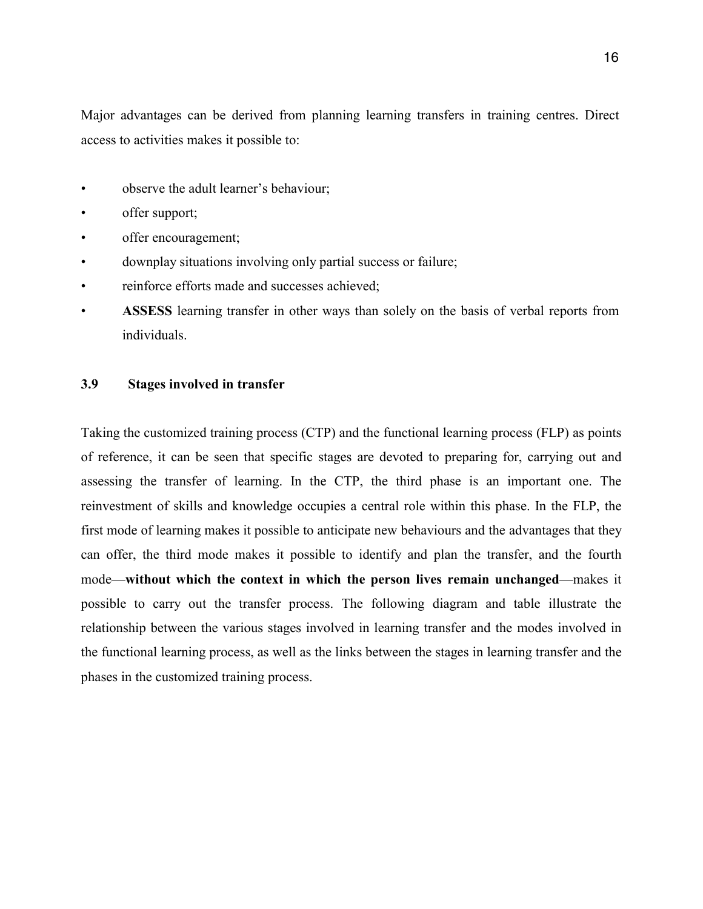Major advantages can be derived from planning learning transfers in training centres. Direct access to activities makes it possible to:

- observe the adult learner's behaviour;
- offer support;
- offer encouragement;
- downplay situations involving only partial success or failure;
- reinforce efforts made and successes achieved;
- **ASSESS** learning transfer in other ways than solely on the basis of verbal reports from individuals.

### 3.9 Stages involved in transfer

Taking the customized training process (CTP) and the functional learning process (FLP) as points of reference, it can be seen that specific stages are devoted to preparing for, carrying out and assessing the transfer of learning. In the CTP, the third phase is an important one. The reinvestment of skills and knowledge occupies a central role within this phase. In the FLP, the first mode of learning makes it possible to anticipate new behaviours and the advantages that they can offer, the third mode makes it possible to identify and plan the transfer, and the fourth mode—**without which the context in which the person lives remain unchanged**—makes it possible to carry out the transfer process. The following diagram and table illustrate the relationship between the various stages involved in learning transfer and the modes involved in the functional learning process, as well as the links between the stages in learning transfer and the phases in the customized training process.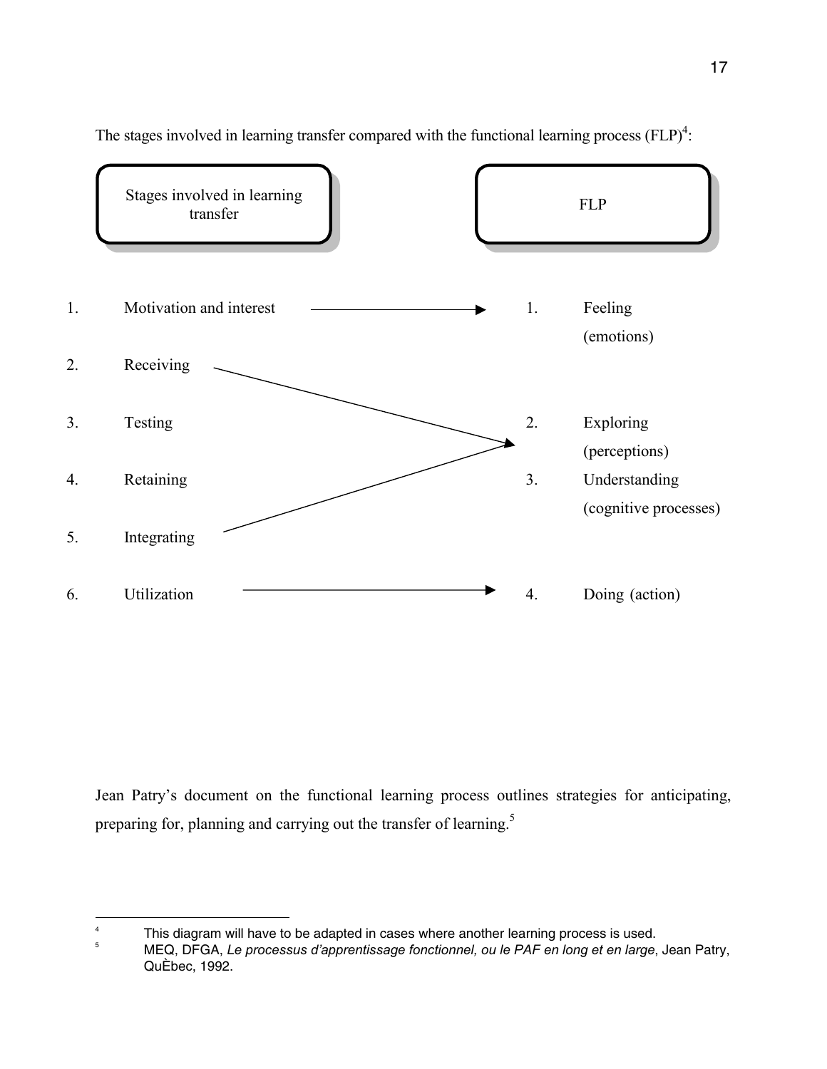The stages involved in learning transfer compared with the functional learning process (FLP)[4]:

| Stages involved in learning transfer | | FLP |
|---|---|---|
| 1. Motivation and interest | → | 1. Feeling (emotions) |
| 2. Receiving | ↘ | |
| 3. Testing | | 2. Exploring (perceptions) |
| 4. Retaining | | 3. Understanding (cognitive processes) |
| 5. Integrating | ↗ | |
| 6. Utilization | → | 4. Doing (action) |

Jean Patry's document on the functional learning process outlines strategies for anticipating, preparing for, planning and carrying out the transfer of learning.[5]

---

[4] This diagram will have to be adapted in cases where another learning process is used.

[5] MEQ, DFGA, *Le processus d'apprentissage fonctionnel, ou le PAF en long et en large*, Jean Patry, QuÈbec, 1992.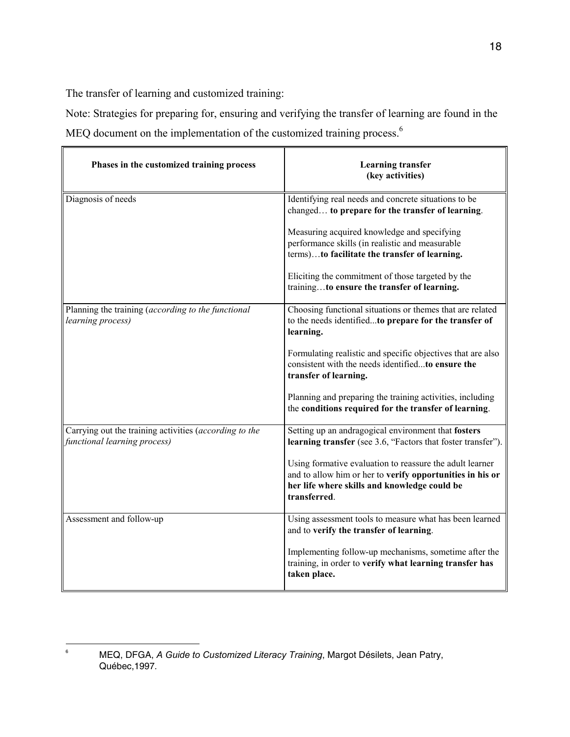The transfer of learning and customized training:

Note: Strategies for preparing for, ensuring and verifying the transfer of learning are found in the MEQ document on the implementation of the customized training process.[6]

| **Phases in the customized training process** | **Learning transfer (key activities)** |
|---|---|
| Diagnosis of needs | Identifying real needs and concrete situations to be changed… **to prepare for the transfer of learning**.<br><br>Measuring acquired knowledge and specifying performance skills (in realistic and measurable terms)…**to facilitate the transfer of learning.**<br><br>Eliciting the commitment of those targeted by the training…**to ensure the transfer of learning.** |
| Planning the training (*according to the functional learning process)* | Choosing functional situations or themes that are related to the needs identified...**to prepare for the transfer of learning.**<br><br>Formulating realistic and specific objectives that are also consistent with the needs identified...**to ensure the transfer of learning.**<br><br>Planning and preparing the training activities, including the **conditions required for the transfer of learning**. |
| Carrying out the training activities (*according to the functional learning process)* | Setting up an andragogical environment that **fosters learning transfer** (see 3.6, "Factors that foster transfer").<br><br>Using formative evaluation to reassure the adult learner and to allow him or her to **verify opportunities in his or her life where skills and knowledge could be transferred**. |
| Assessment and follow-up | Using assessment tools to measure what has been learned and to **verify the transfer of learning**.<br><br>Implementing follow-up mechanisms, sometime after the training, in order to **verify what learning transfer has taken place.** |

[6] MEQ, DFGA, *A Guide to Customized Literacy Training*, Margot Désilets, Jean Patry, Québec,1997.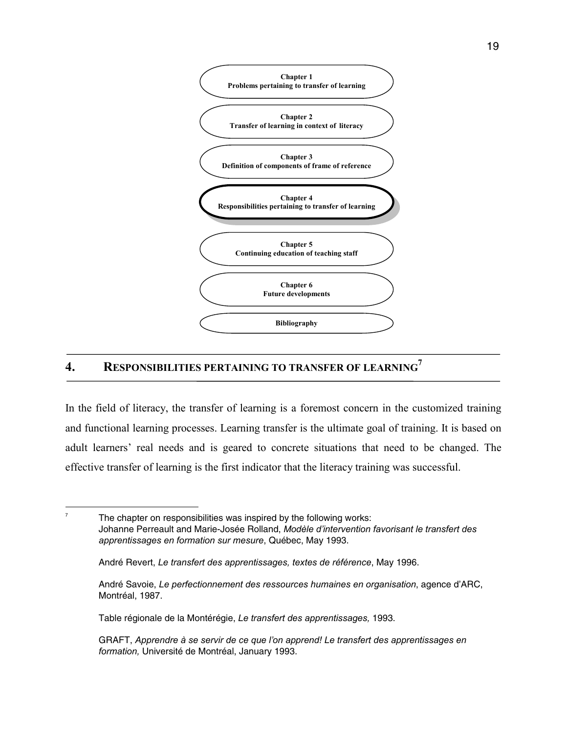**Chapter 1**
**Problems pertaining to transfer of learning**

**Chapter 2**
**Transfer of learning in context of literacy**

**Chapter 3**
**Definition of components of frame of reference**

**Chapter 4**
**Responsibilities pertaining to transfer of learning**

**Chapter 5**
**Continuing education of teaching staff**

**Chapter 6**
**Future developments**

**Bibliography**

---

# 4. RESPONSIBILITIES PERTAINING TO TRANSFER OF LEARNING[7]

---

In the field of literacy, the transfer of learning is a foremost concern in the customized training and functional learning processes. Learning transfer is the ultimate goal of training. It is based on adult learners' real needs and is geared to concrete situations that need to be changed. The effective transfer of learning is the first indicator that the literacy training was successful.

---

7 The chapter on responsibilities was inspired by the following works:
Johanne Perreault and Marie-Josée Rolland, *Modèle d'intervention favorisant le transfert des apprentissages en formation sur mesure*, Québec, May 1993.

André Revert, *Le transfert des apprentissages, textes de référence*, May 1996.

André Savoie, *Le perfectionnement des ressources humaines en organisation*, agence d'ARC, Montréal, 1987.

Table régionale de la Montérégie, *Le transfert des apprentissages,* 1993.

GRAFT, *Apprendre à se servir de ce que l'on apprend! Le transfert des apprentissages en formation,* Université de Montréal, January 1993.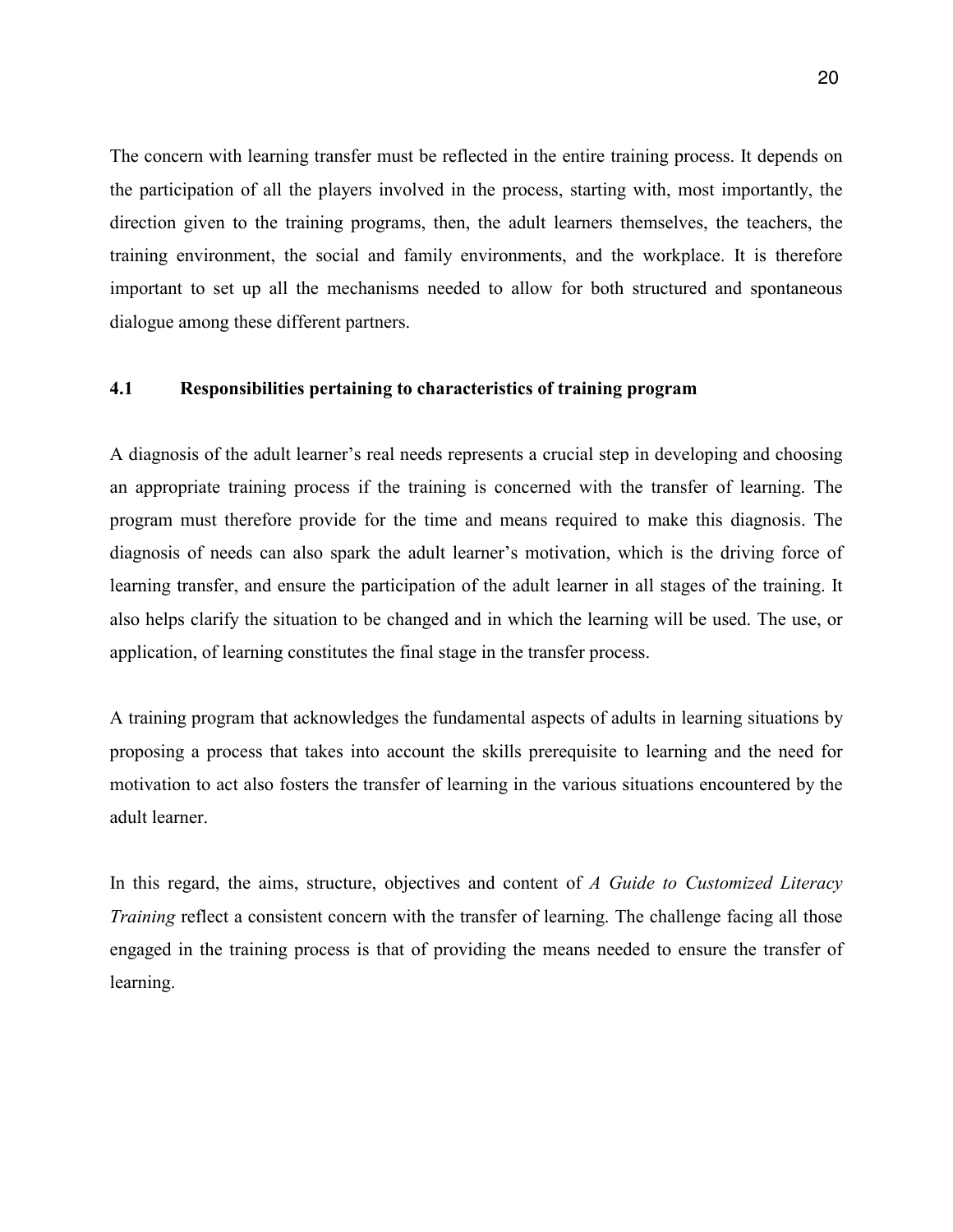The concern with learning transfer must be reflected in the entire training process. It depends on the participation of all the players involved in the process, starting with, most importantly, the direction given to the training programs, then, the adult learners themselves, the teachers, the training environment, the social and family environments, and the workplace. It is therefore important to set up all the mechanisms needed to allow for both structured and spontaneous dialogue among these different partners.

### 4.1 Responsibilities pertaining to characteristics of training program

A diagnosis of the adult learner's real needs represents a crucial step in developing and choosing an appropriate training process if the training is concerned with the transfer of learning. The program must therefore provide for the time and means required to make this diagnosis. The diagnosis of needs can also spark the adult learner's motivation, which is the driving force of learning transfer, and ensure the participation of the adult learner in all stages of the training. It also helps clarify the situation to be changed and in which the learning will be used. The use, or application, of learning constitutes the final stage in the transfer process.

A training program that acknowledges the fundamental aspects of adults in learning situations by proposing a process that takes into account the skills prerequisite to learning and the need for motivation to act also fosters the transfer of learning in the various situations encountered by the adult learner.

In this regard, the aims, structure, objectives and content of *A Guide to Customized Literacy Training* reflect a consistent concern with the transfer of learning. The challenge facing all those engaged in the training process is that of providing the means needed to ensure the transfer of learning.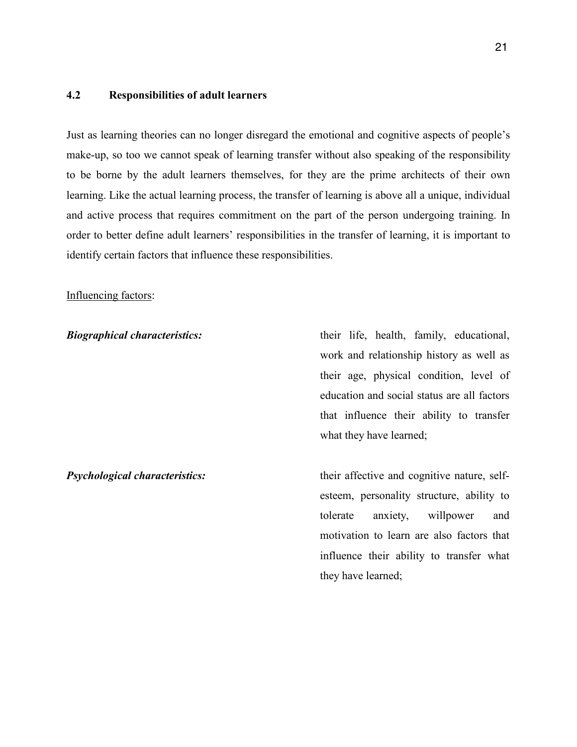### 4.2 Responsibilities of adult learners

Just as learning theories can no longer disregard the emotional and cognitive aspects of people's make-up, so too we cannot speak of learning transfer without also speaking of the responsibility to be borne by the adult learners themselves, for they are the prime architects of their own learning. Like the actual learning process, the transfer of learning is above all a unique, individual and active process that requires commitment on the part of the person undergoing training. In order to better define adult learners' responsibilities in the transfer of learning, it is important to identify certain factors that influence these responsibilities.

<u>Influencing factors</u>:

***Biographical characteristics:*** their life, health, family, educational, work and relationship history as well as their age, physical condition, level of education and social status are all factors that influence their ability to transfer what they have learned;

***Psychological characteristics:*** their affective and cognitive nature, self-esteem, personality structure, ability to tolerate anxiety, willpower and motivation to learn are also factors that influence their ability to transfer what they have learned;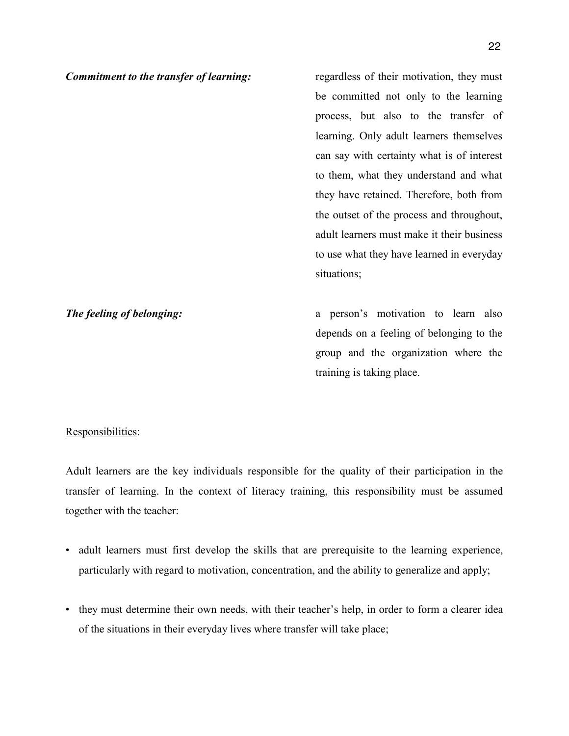***Commitment to the transfer of learning:*** regardless of their motivation, they must be committed not only to the learning process, but also to the transfer of learning. Only adult learners themselves can say with certainty what is of interest to them, what they understand and what they have retained. Therefore, both from the outset of the process and throughout, adult learners must make it their business to use what they have learned in everyday situations;

***The feeling of belonging:*** a person's motivation to learn also depends on a feeling of belonging to the group and the organization where the training is taking place.

Responsibilities:

Adult learners are the key individuals responsible for the quality of their participation in the transfer of learning. In the context of literacy training, this responsibility must be assumed together with the teacher:

- adult learners must first develop the skills that are prerequisite to the learning experience, particularly with regard to motivation, concentration, and the ability to generalize and apply;
- they must determine their own needs, with their teacher's help, in order to form a clearer idea of the situations in their everyday lives where transfer will take place;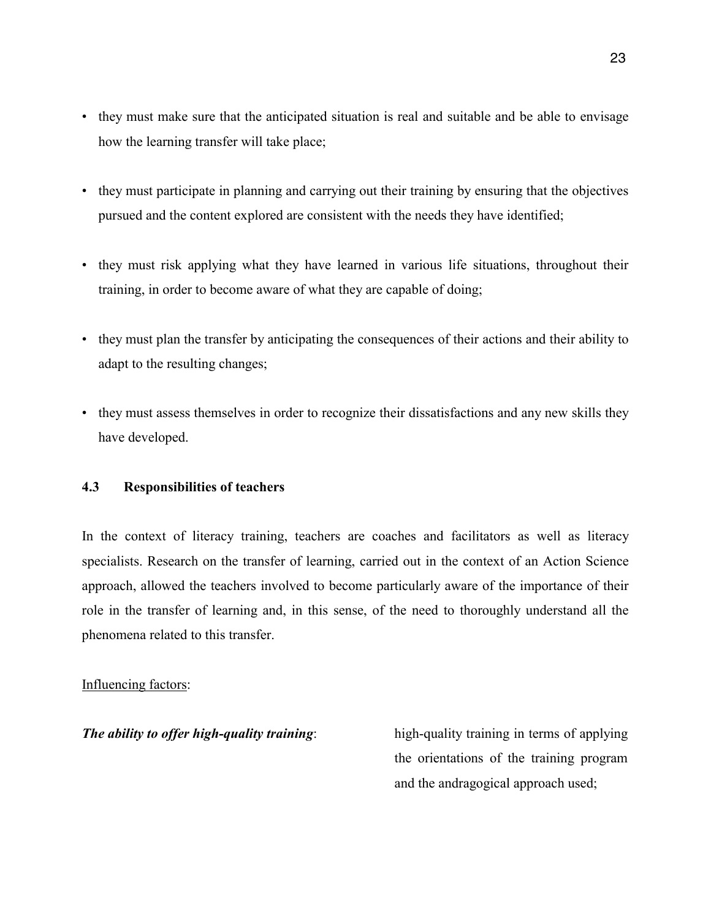- they must make sure that the anticipated situation is real and suitable and be able to envisage how the learning transfer will take place;

- they must participate in planning and carrying out their training by ensuring that the objectives pursued and the content explored are consistent with the needs they have identified;

- they must risk applying what they have learned in various life situations, throughout their training, in order to become aware of what they are capable of doing;

- they must plan the transfer by anticipating the consequences of their actions and their ability to adapt to the resulting changes;

- they must assess themselves in order to recognize their dissatisfactions and any new skills they have developed.

### 4.3 Responsibilities of teachers

In the context of literacy training, teachers are coaches and facilitators as well as literacy specialists. Research on the transfer of learning, carried out in the context of an Action Science approach, allowed the teachers involved to become particularly aware of the importance of their role in the transfer of learning and, in this sense, of the need to thoroughly understand all the phenomena related to this transfer.

<u>Influencing factors</u>:

***The ability to offer high-quality training***: high-quality training in terms of applying the orientations of the training program and the andragogical approach used;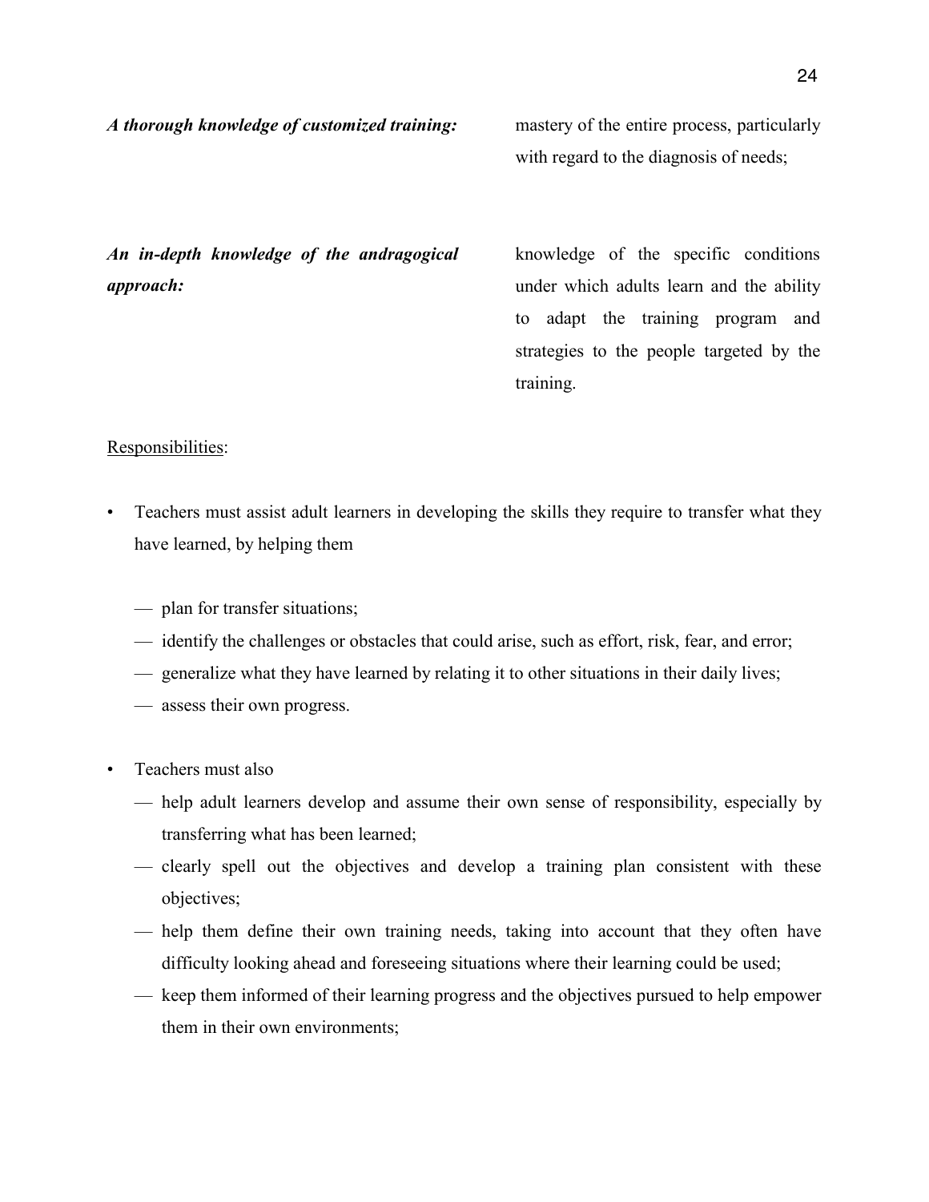***A thorough knowledge of customized training:*** mastery of the entire process, particularly with regard to the diagnosis of needs;

***An in-depth knowledge of the andragogical approach:*** knowledge of the specific conditions under which adults learn and the ability to adapt the training program and strategies to the people targeted by the training.

<u>Responsibilities</u>:

- Teachers must assist adult learners in developing the skills they require to transfer what they have learned, by helping them

  — plan for transfer situations;
  — identify the challenges or obstacles that could arise, such as effort, risk, fear, and error;
  — generalize what they have learned by relating it to other situations in their daily lives;
  — assess their own progress.

- Teachers must also
  — help adult learners develop and assume their own sense of responsibility, especially by transferring what has been learned;
  — clearly spell out the objectives and develop a training plan consistent with these objectives;
  — help them define their own training needs, taking into account that they often have difficulty looking ahead and foreseeing situations where their learning could be used;
  — keep them informed of their learning progress and the objectives pursued to help empower them in their own environments;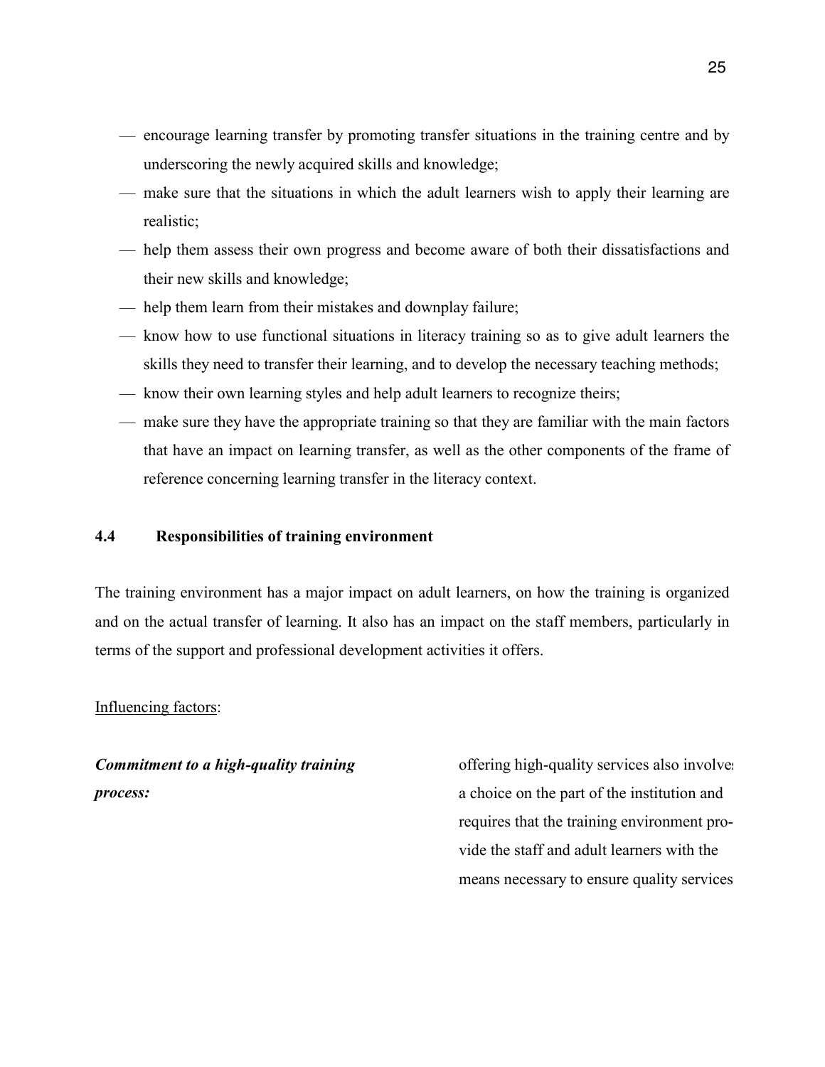- encourage learning transfer by promoting transfer situations in the training centre and by underscoring the newly acquired skills and knowledge;
- make sure that the situations in which the adult learners wish to apply their learning are realistic;
- help them assess their own progress and become aware of both their dissatisfactions and their new skills and knowledge;
- help them learn from their mistakes and downplay failure;
- know how to use functional situations in literacy training so as to give adult learners the skills they need to transfer their learning, and to develop the necessary teaching methods;
- know their own learning styles and help adult learners to recognize theirs;
- make sure they have the appropriate training so that they are familiar with the main factors that have an impact on learning transfer, as well as the other components of the frame of reference concerning learning transfer in the literacy context.

### 4.4 Responsibilities of training environment

The training environment has a major impact on adult learners, on how the training is organized and on the actual transfer of learning. It also has an impact on the staff members, particularly in terms of the support and professional development activities it offers.

Influencing factors:

***Commitment to a high-quality training process:*** offering high-quality services also involves a choice on the part of the institution and requires that the training environment provide the staff and adult learners with the means necessary to ensure quality services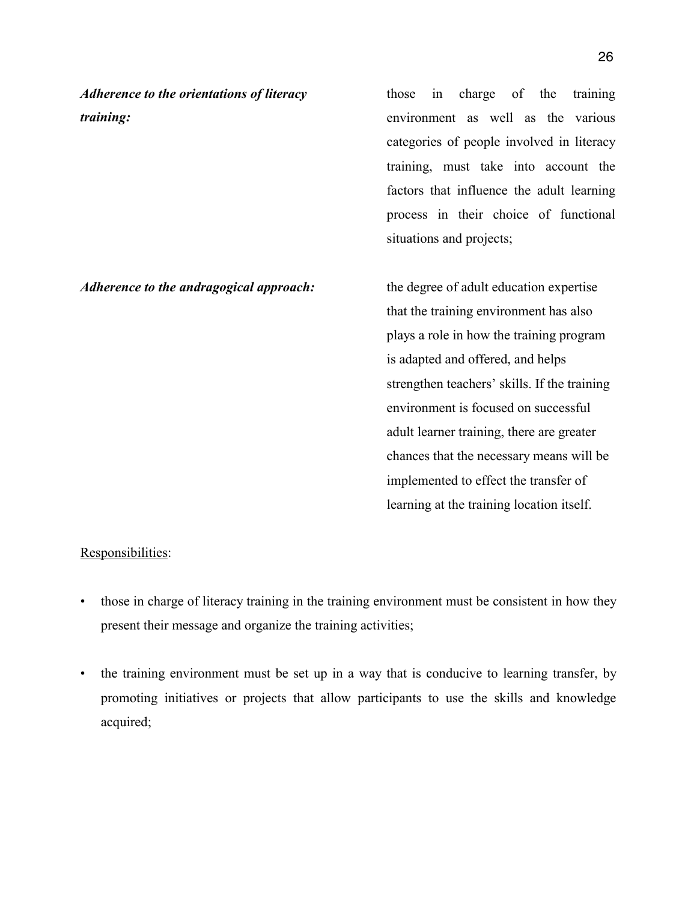***Adherence to the orientations of literacy training:*** those in charge of the training environment as well as the various categories of people involved in literacy training, must take into account the factors that influence the adult learning process in their choice of functional situations and projects;

***Adherence to the andragogical approach:*** the degree of adult education expertise that the training environment has also plays a role in how the training program is adapted and offered, and helps strengthen teachers' skills. If the training environment is focused on successful adult learner training, there are greater chances that the necessary means will be implemented to effect the transfer of learning at the training location itself.

<u>Responsibilities</u>:

- those in charge of literacy training in the training environment must be consistent in how they present their message and organize the training activities;

- the training environment must be set up in a way that is conducive to learning transfer, by promoting initiatives or projects that allow participants to use the skills and knowledge acquired;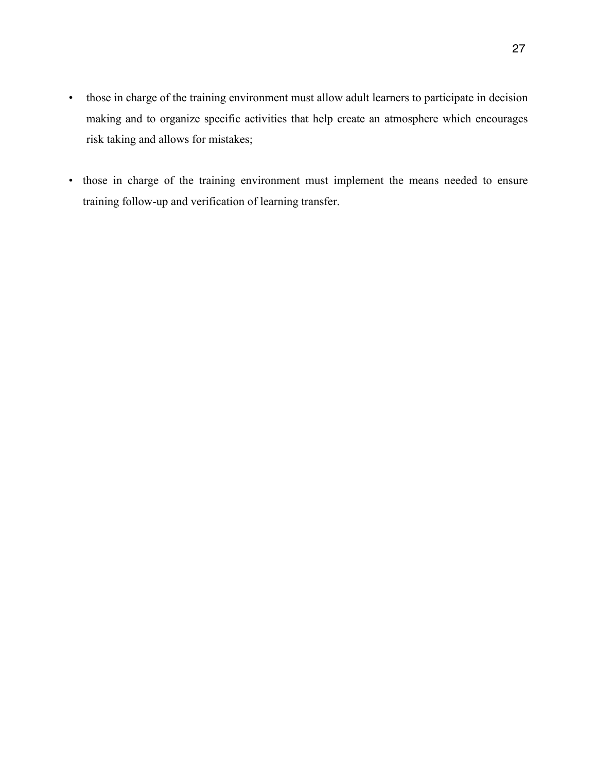- those in charge of the training environment must allow adult learners to participate in decision making and to organize specific activities that help create an atmosphere which encourages risk taking and allows for mistakes;

- those in charge of the training environment must implement the means needed to ensure training follow-up and verification of learning transfer.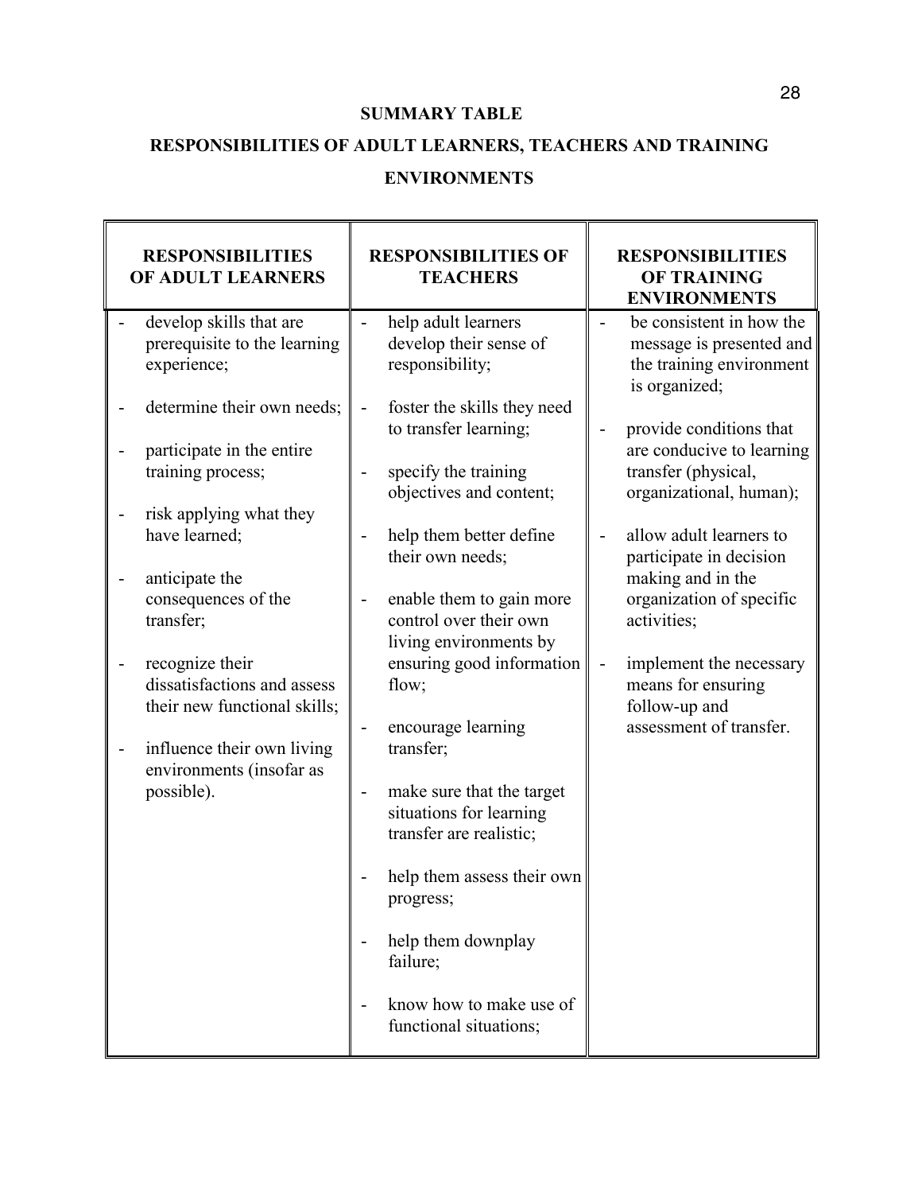**SUMMARY TABLE**

**RESPONSIBILITIES OF ADULT LEARNERS, TEACHERS AND TRAINING ENVIRONMENTS**

| RESPONSIBILITIES OF ADULT LEARNERS | RESPONSIBILITIES OF TEACHERS | RESPONSIBILITIES OF TRAINING ENVIRONMENTS |
|---|---|---|
| - develop skills that are prerequisite to the learning experience; | - help adult learners develop their sense of responsibility; | - be consistent in how the message is presented and the training environment is organized; |
| - determine their own needs; | - foster the skills they need to transfer learning; | - provide conditions that are conducive to learning transfer (physical, organizational, human); |
| - participate in the entire training process; | - specify the training objectives and content; | - allow adult learners to participate in decision making and in the organization of specific activities; |
| - risk applying what they have learned; | - help them better define their own needs; | - implement the necessary means for ensuring follow-up and assessment of transfer. |
| - anticipate the consequences of the transfer; | - enable them to gain more control over their own living environments by ensuring good information flow; | |
| - recognize their dissatisfactions and assess their new functional skills; | - encourage learning transfer; | |
| - influence their own living environments (insofar as possible). | - make sure that the target situations for learning transfer are realistic; | |
| | - help them assess their own progress; | |
| | - help them downplay failure; | |
| | - know how to make use of functional situations; | |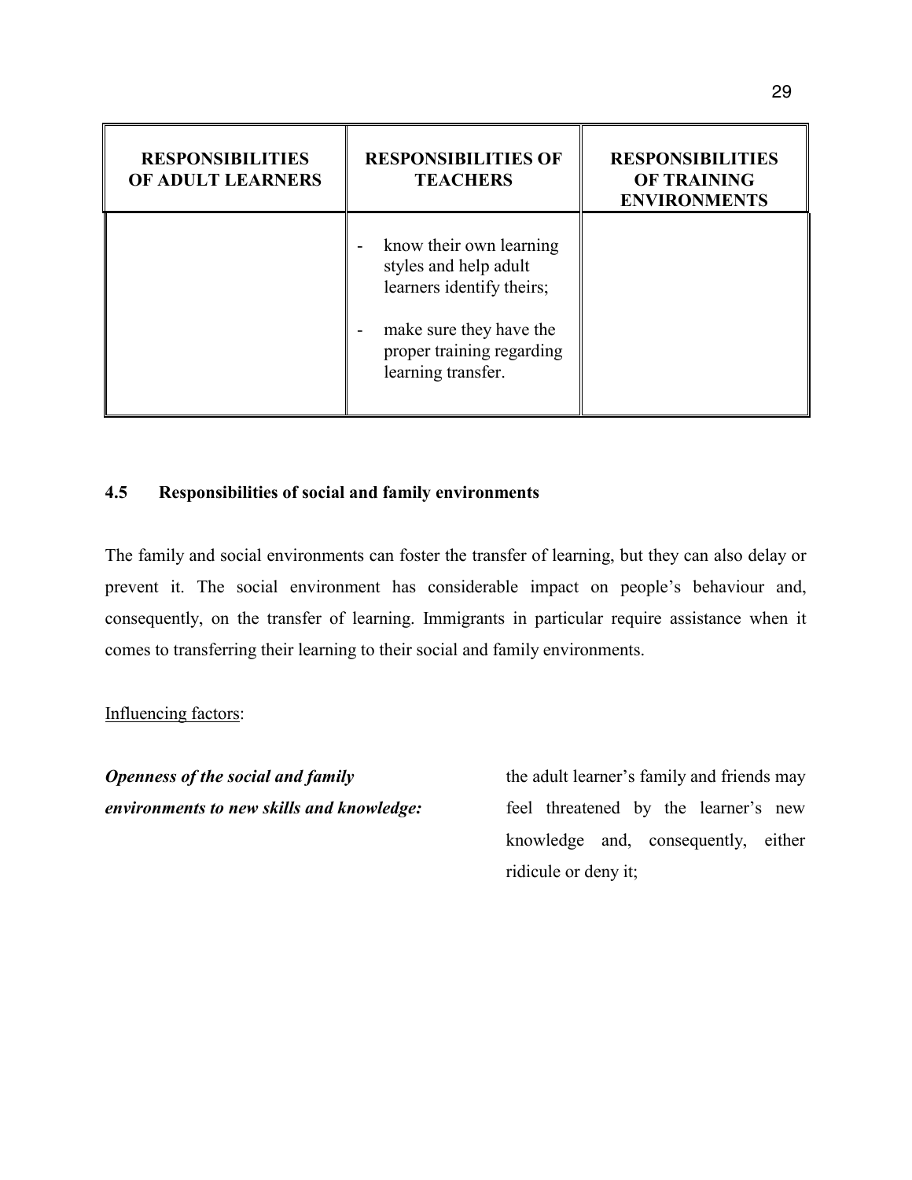| RESPONSIBILITIES OF ADULT LEARNERS | RESPONSIBILITIES OF TEACHERS | RESPONSIBILITIES OF TRAINING ENVIRONMENTS |
|---|---|---|
| | - know their own learning styles and help adult learners identify theirs;<br><br>- make sure they have the proper training regarding learning transfer. | |

### 4.5 Responsibilities of social and family environments

The family and social environments can foster the transfer of learning, but they can also delay or prevent it. The social environment has considerable impact on people's behaviour and, consequently, on the transfer of learning. Immigrants in particular require assistance when it comes to transferring their learning to their social and family environments.

<u>Influencing factors</u>:

***Openness of the social and family environments to new skills and knowledge:*** the adult learner's family and friends may feel threatened by the learner's new knowledge and, consequently, either ridicule or deny it;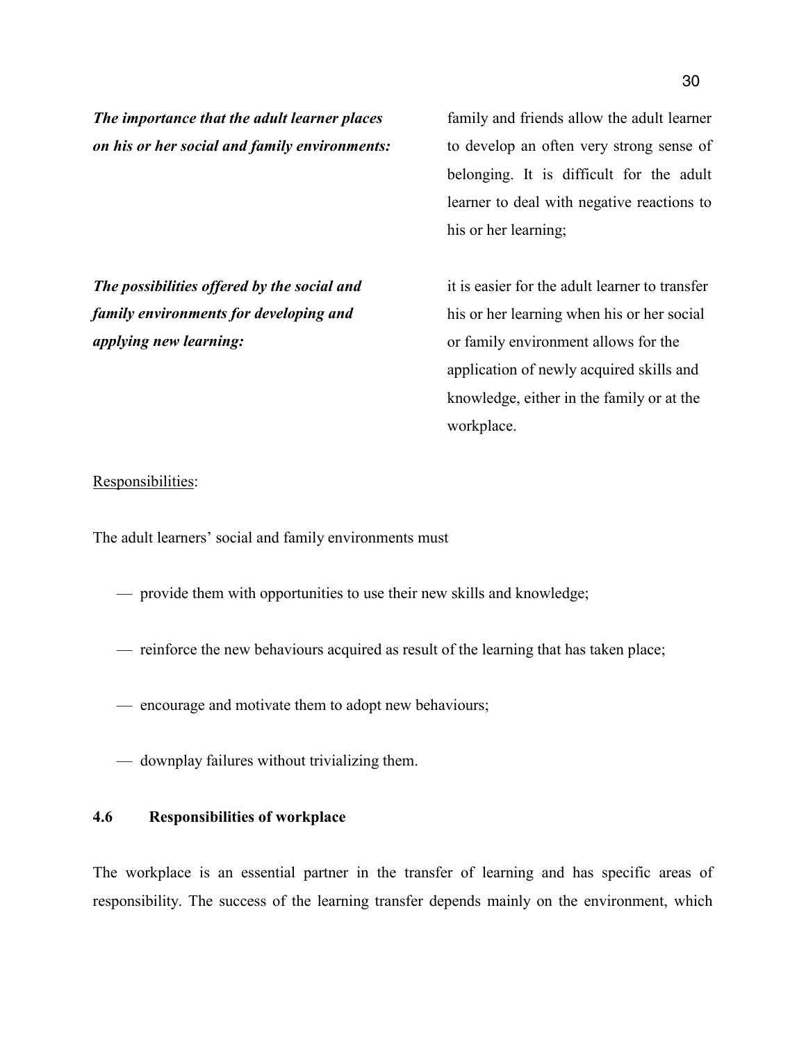***The importance that the adult learner places on his or her social and family environments:*** family and friends allow the adult learner to develop an often very strong sense of belonging. It is difficult for the adult learner to deal with negative reactions to his or her learning;

***The possibilities offered by the social and family environments for developing and applying new learning:*** it is easier for the adult learner to transfer his or her learning when his or her social or family environment allows for the application of newly acquired skills and knowledge, either in the family or at the workplace.

<u>Responsibilities</u>:

The adult learners' social and family environments must

- provide them with opportunities to use their new skills and knowledge;
- reinforce the new behaviours acquired as result of the learning that has taken place;
- encourage and motivate them to adopt new behaviours;
- downplay failures without trivializing them.

### 4.6 Responsibilities of workplace

The workplace is an essential partner in the transfer of learning and has specific areas of responsibility. The success of the learning transfer depends mainly on the environment, which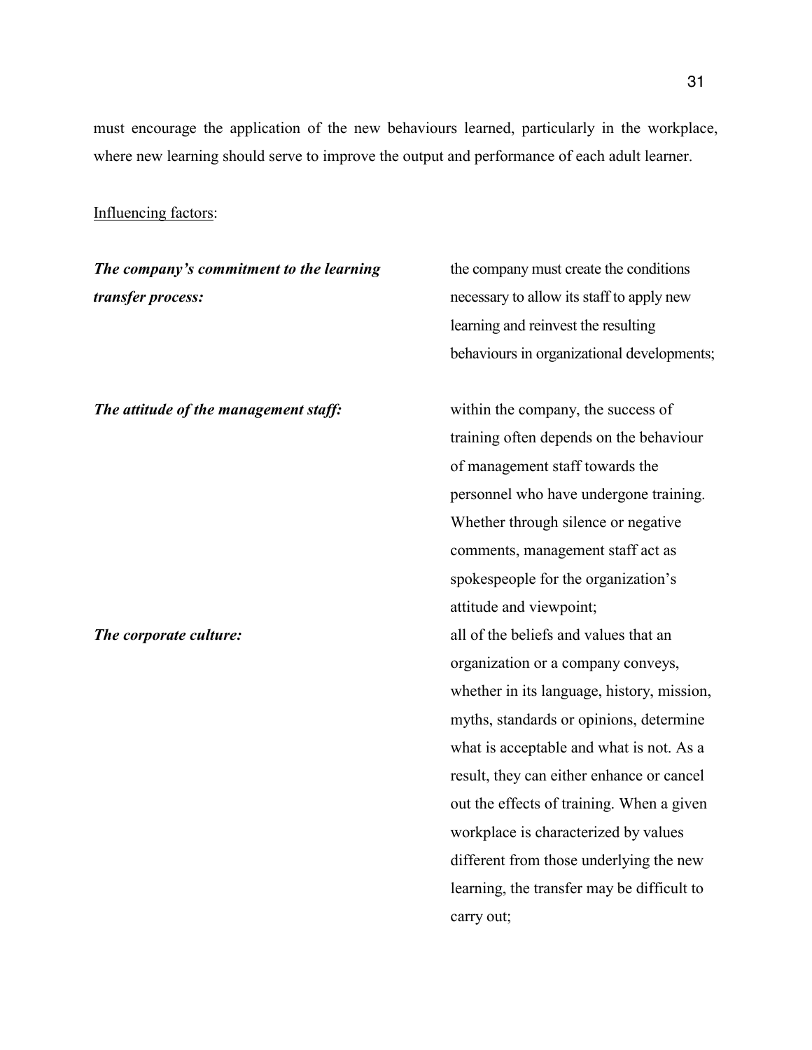must encourage the application of the new behaviours learned, particularly in the workplace, where new learning should serve to improve the output and performance of each adult learner.

Influencing factors:

***The company's commitment to the learning transfer process:*** the company must create the conditions necessary to allow its staff to apply new learning and reinvest the resulting behaviours in organizational developments;

***The attitude of the management staff:*** within the company, the success of training often depends on the behaviour of management staff towards the personnel who have undergone training. Whether through silence or negative comments, management staff act as spokespeople for the organization's attitude and viewpoint;

***The corporate culture:*** all of the beliefs and values that an organization or a company conveys, whether in its language, history, mission, myths, standards or opinions, determine what is acceptable and what is not. As a result, they can either enhance or cancel out the effects of training. When a given workplace is characterized by values different from those underlying the new learning, the transfer may be difficult to carry out;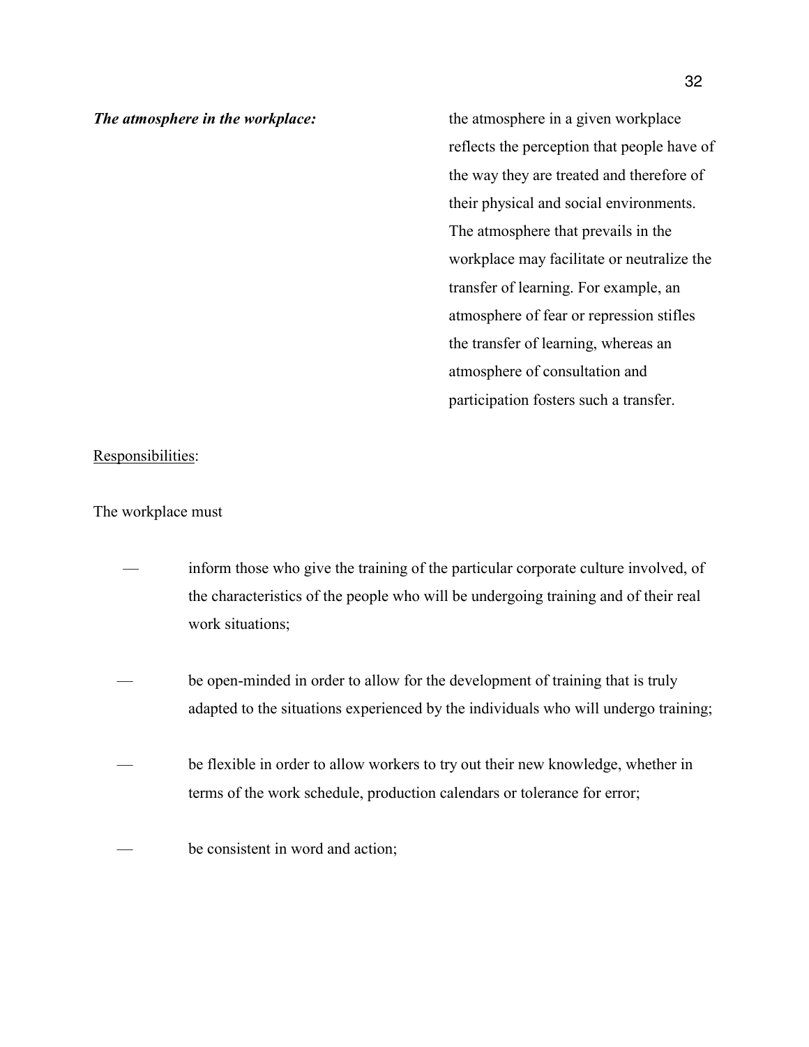***The atmosphere in the workplace:*** the atmosphere in a given workplace reflects the perception that people have of the way they are treated and therefore of their physical and social environments. The atmosphere that prevails in the workplace may facilitate or neutralize the transfer of learning. For example, an atmosphere of fear or repression stifles the transfer of learning, whereas an atmosphere of consultation and participation fosters such a transfer.

<u>Responsibilities</u>:

The workplace must

- inform those who give the training of the particular corporate culture involved, of the characteristics of the people who will be undergoing training and of their real work situations;
- be open-minded in order to allow for the development of training that is truly adapted to the situations experienced by the individuals who will undergo training;
- be flexible in order to allow workers to try out their new knowledge, whether in terms of the work schedule, production calendars or tolerance for error;
- be consistent in word and action;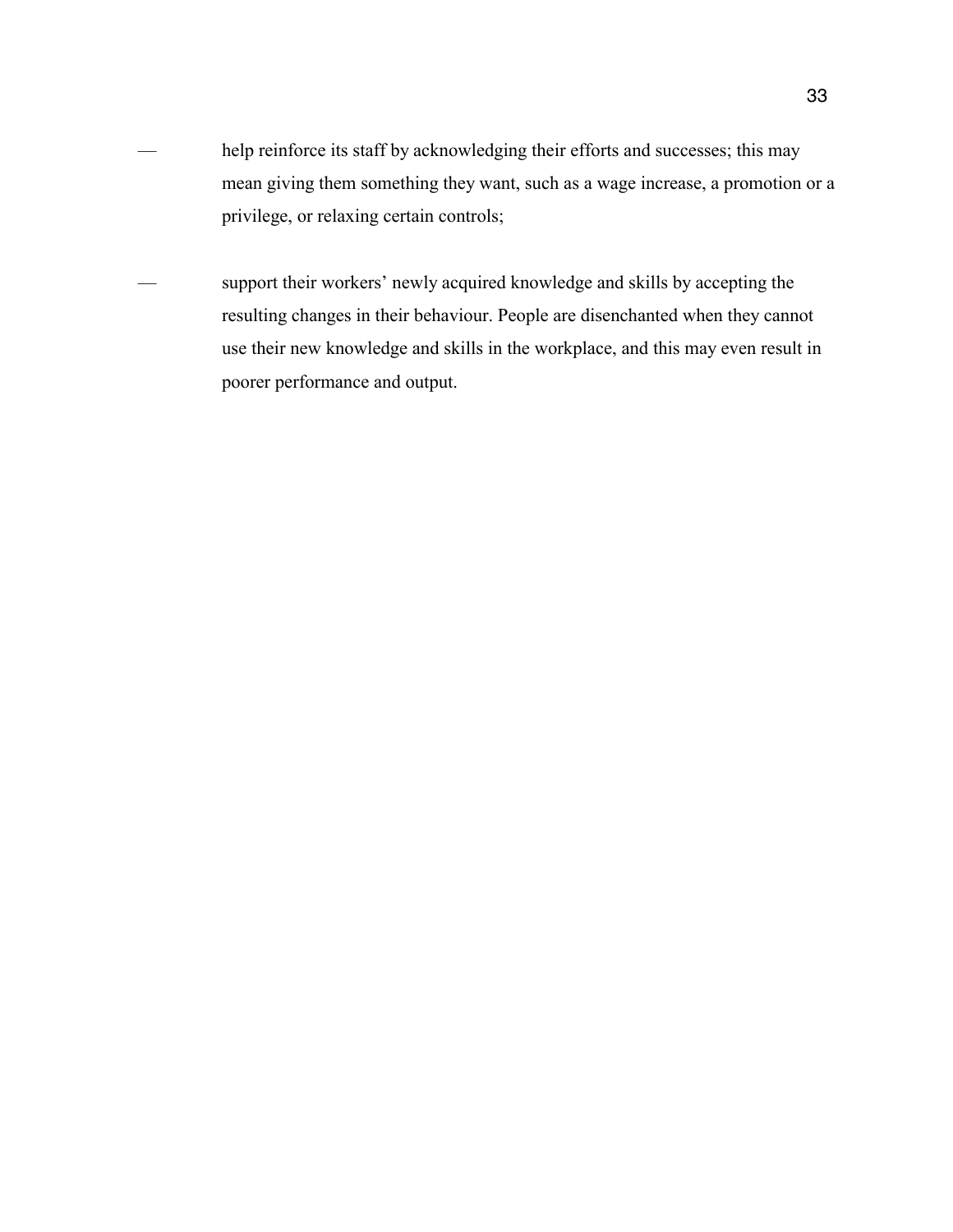- help reinforce its staff by acknowledging their efforts and successes; this may mean giving them something they want, such as a wage increase, a promotion or a privilege, or relaxing certain controls;

- support their workers' newly acquired knowledge and skills by accepting the resulting changes in their behaviour. People are disenchanted when they cannot use their new knowledge and skills in the workplace, and this may even result in poorer performance and output.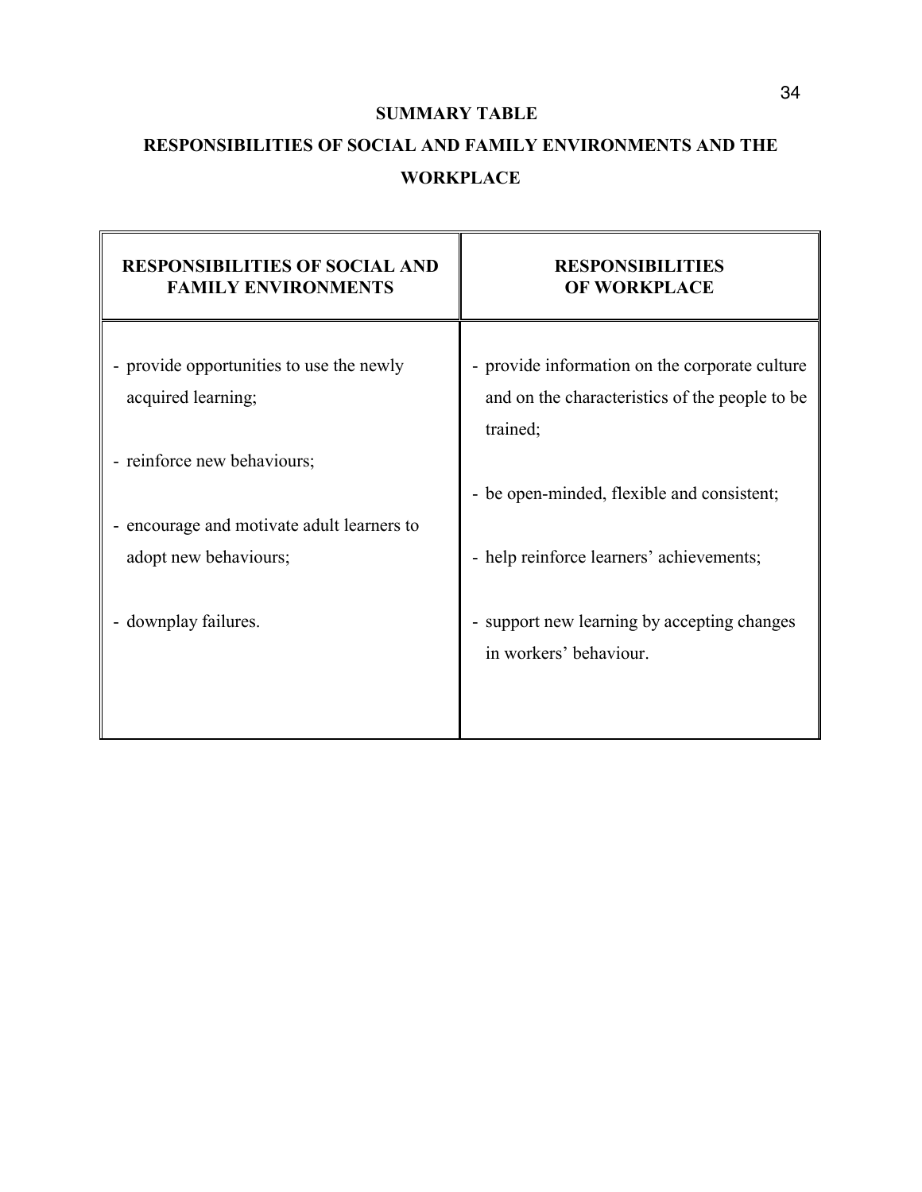## SUMMARY TABLE

## RESPONSIBILITIES OF SOCIAL AND FAMILY ENVIRONMENTS AND THE WORKPLACE

| RESPONSIBILITIES OF SOCIAL AND FAMILY ENVIRONMENTS | RESPONSIBILITIES OF WORKPLACE |
|---|---|
| - provide opportunities to use the newly acquired learning; | - provide information on the corporate culture and on the characteristics of the people to be trained; |
| - reinforce new behaviours; | - be open-minded, flexible and consistent; |
| - encourage and motivate adult learners to adopt new behaviours; | - help reinforce learners' achievements; |
| - downplay failures. | - support new learning by accepting changes in workers' behaviour. |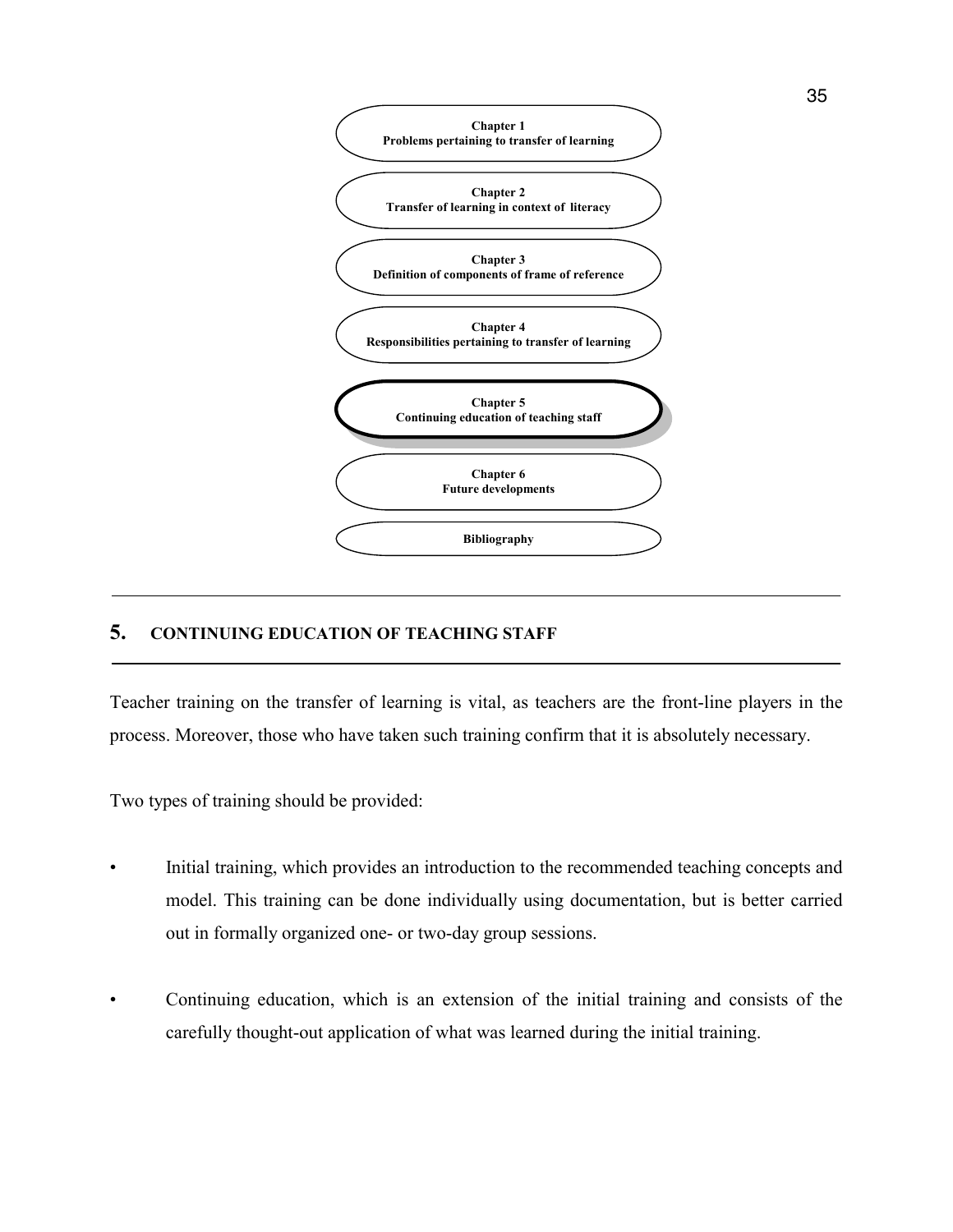Chapter 1
Problems pertaining to transfer of learning

Chapter 2
Transfer of learning in context of literacy

Chapter 3
Definition of components of frame of reference

Chapter 4
Responsibilities pertaining to transfer of learning

**Chapter 5**
**Continuing education of teaching staff**

Chapter 6
Future developments

Bibliography

---

## 5. CONTINUING EDUCATION OF TEACHING STAFF

---

Teacher training on the transfer of learning is vital, as teachers are the front-line players in the process. Moreover, those who have taken such training confirm that it is absolutely necessary.

Two types of training should be provided:

- Initial training, which provides an introduction to the recommended teaching concepts and model. This training can be done individually using documentation, but is better carried out in formally organized one- or two-day group sessions.

- Continuing education, which is an extension of the initial training and consists of the carefully thought-out application of what was learned during the initial training.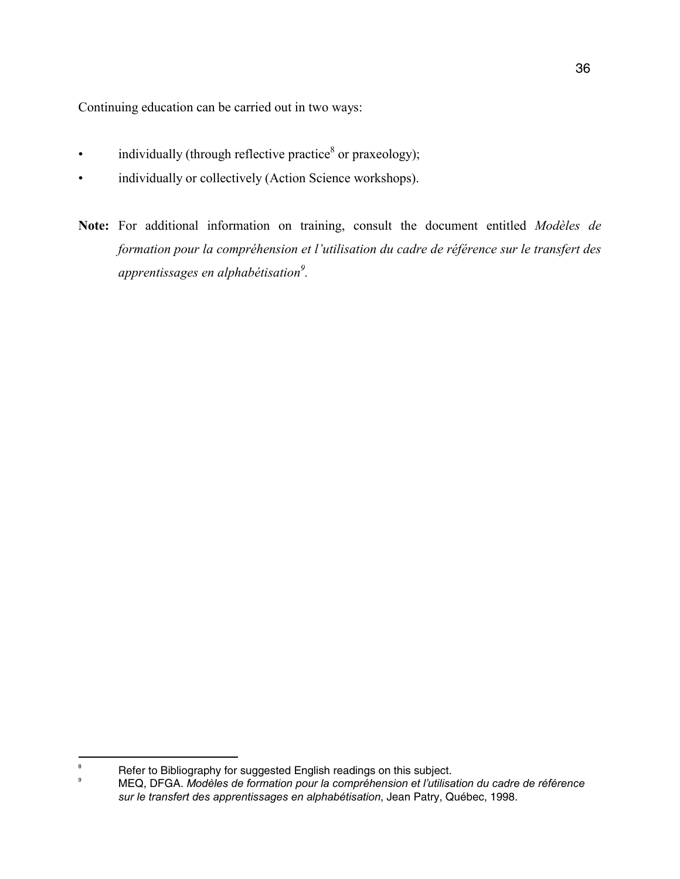Continuing education can be carried out in two ways:

- individually (through reflective practice[8] or praxeology);
- individually or collectively (Action Science workshops).

**Note:** For additional information on training, consult the document entitled *Modèles de formation pour la compréhension et l'utilisation du cadre de référence sur le transfert des apprentissages en alphabétisation*[9].

---

[8] Refer to Bibliography for suggested English readings on this subject.

[9] MEQ, DFGA. *Modèles de formation pour la compréhension et l'utilisation du cadre de référence sur le transfert des apprentissages en alphabétisation*, Jean Patry, Québec, 1998.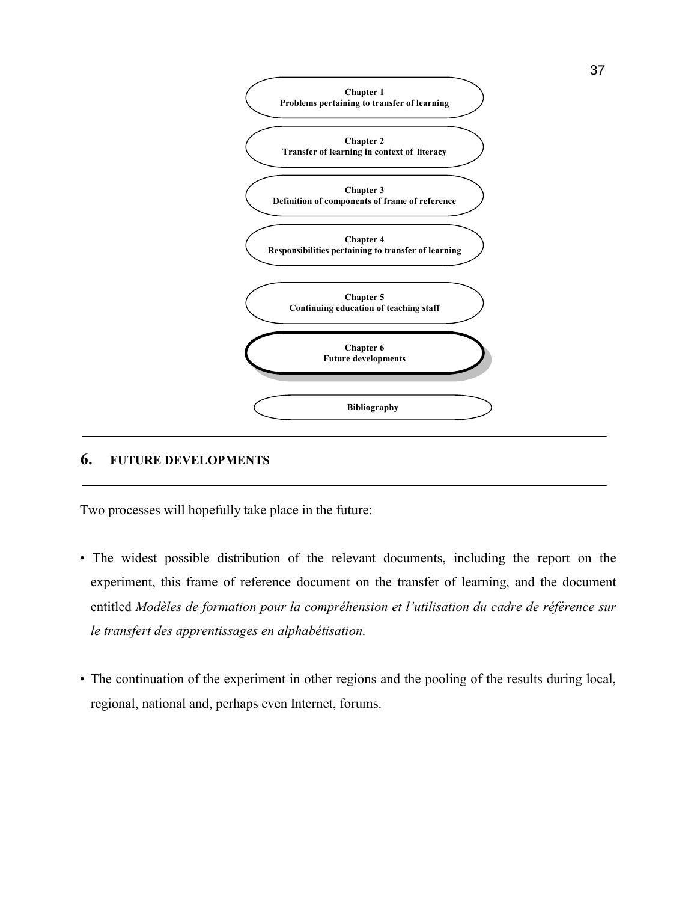**Chapter 1**
**Problems pertaining to transfer of learning**

**Chapter 2**
**Transfer of learning in context of literacy**

**Chapter 3**
**Definition of components of frame of reference**

**Chapter 4**
**Responsibilities pertaining to transfer of learning**

**Chapter 5**
**Continuing education of teaching staff**

**Chapter 6**
**Future developments**

**Bibliography**

---

## 6. FUTURE DEVELOPMENTS

---

Two processes will hopefully take place in the future:

- The widest possible distribution of the relevant documents, including the report on the experiment, this frame of reference document on the transfer of learning, and the document entitled *Modèles de formation pour la compréhension et l'utilisation du cadre de référence sur le transfert des apprentissages en alphabétisation.*

- The continuation of the experiment in other regions and the pooling of the results during local, regional, national and, perhaps even Internet, forums.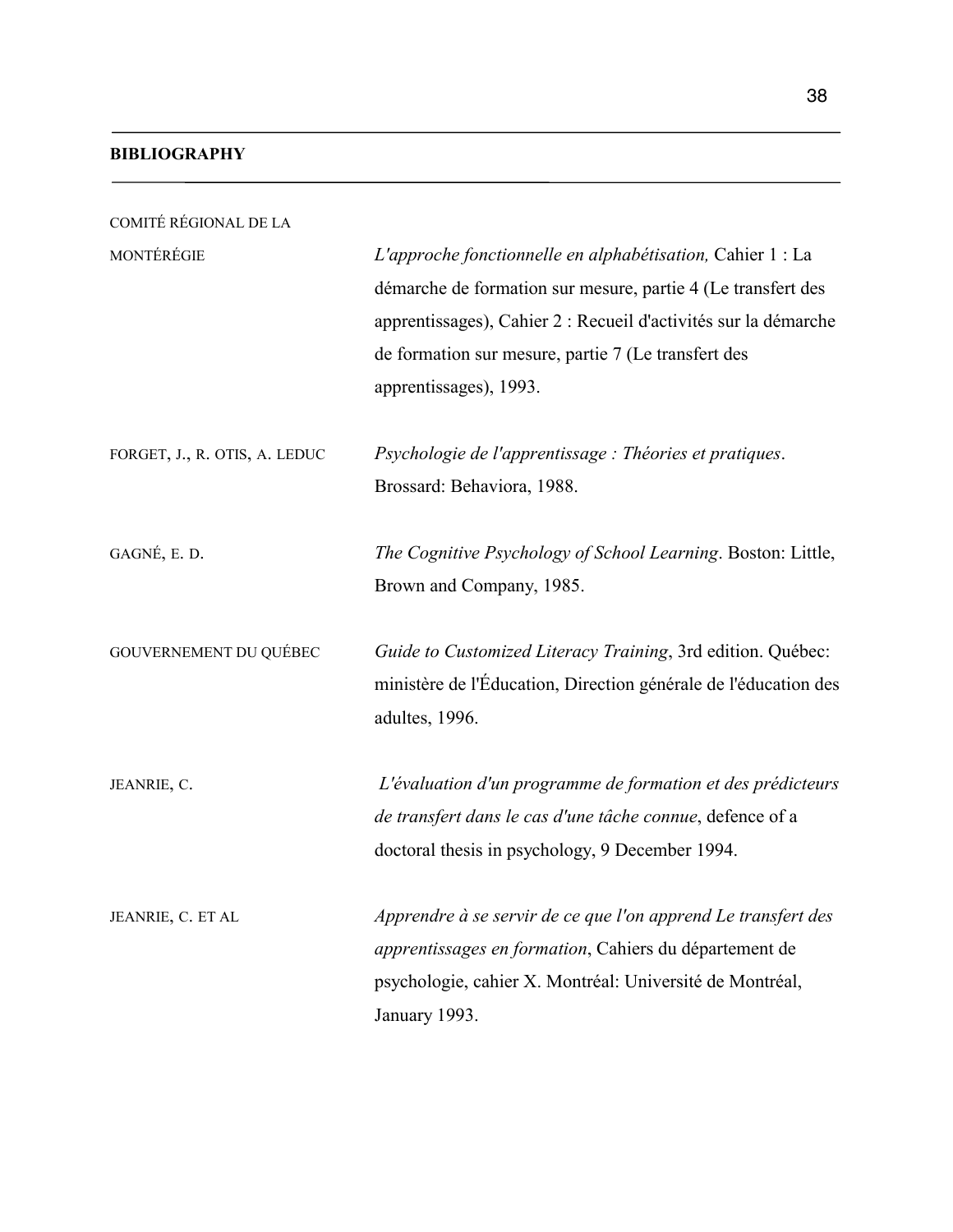## BIBLIOGRAPHY

COMITÉ RÉGIONAL DE LA MONTÉRÉGIE
*L'approche fonctionnelle en alphabétisation,* Cahier 1 : La démarche de formation sur mesure, partie 4 (Le transfert des apprentissages), Cahier 2 : Recueil d'activités sur la démarche de formation sur mesure, partie 7 (Le transfert des apprentissages), 1993.

FORGET, J., R. OTIS, A. LEDUC
*Psychologie de l'apprentissage : Théories et pratiques*. Brossard: Behaviora, 1988.

GAGNÉ, E. D.
*The Cognitive Psychology of School Learning*. Boston: Little, Brown and Company, 1985.

GOUVERNEMENT DU QUÉBEC
*Guide to Customized Literacy Training*, 3rd edition. Québec: ministère de l'Éducation, Direction générale de l'éducation des adultes, 1996.

JEANRIE, C.
*L'évaluation d'un programme de formation et des prédicteurs de transfert dans le cas d'une tâche connue*, defence of a doctoral thesis in psychology, 9 December 1994.

JEANRIE, C. ET AL
*Apprendre à se servir de ce que l'on apprend Le transfert des apprentissages en formation*, Cahiers du département de psychologie, cahier X. Montréal: Université de Montréal, January 1993.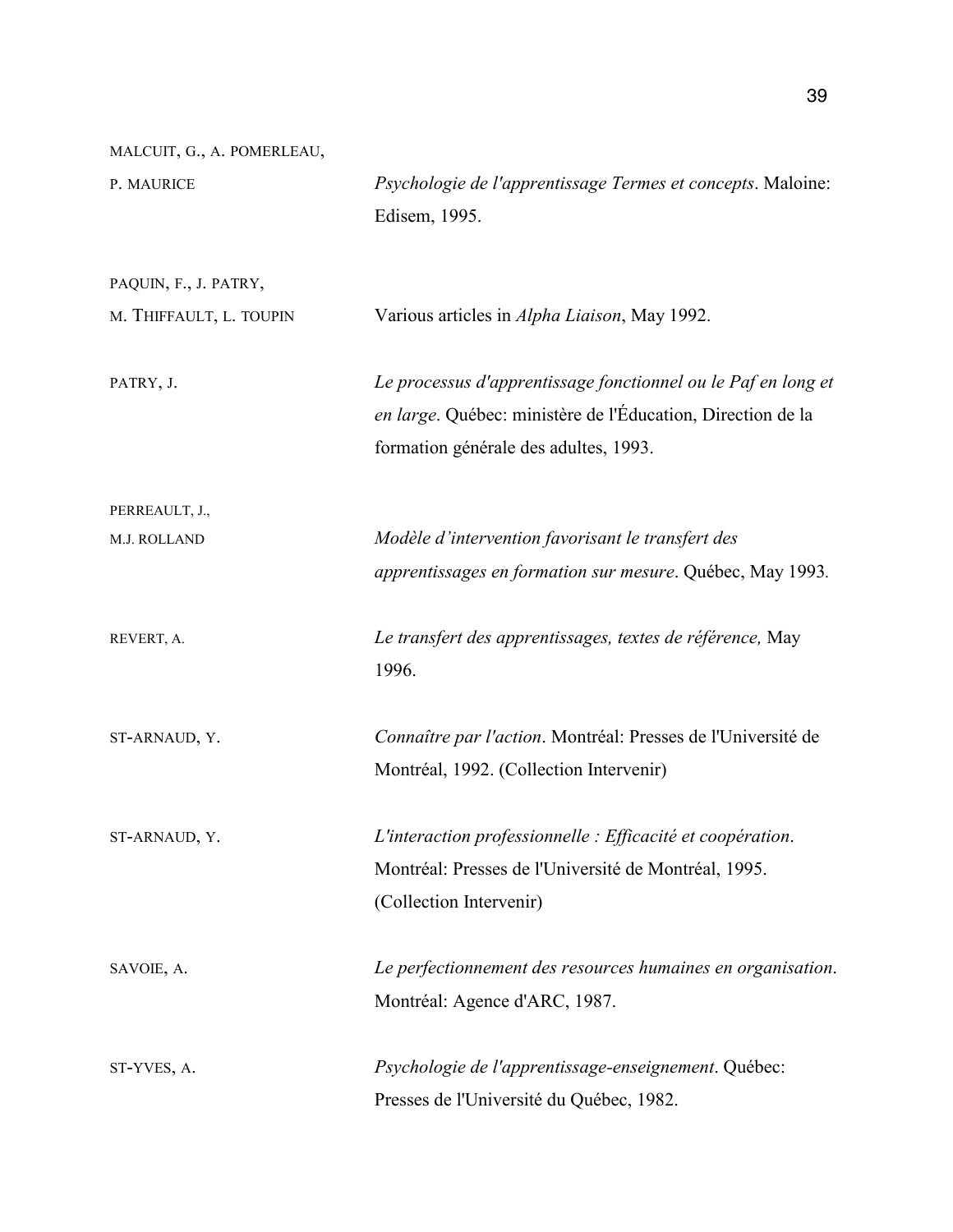MALCUIT, G., A. POMERLEAU, P. MAURICE — *Psychologie de l'apprentissage Termes et concepts*. Maloine: Edisem, 1995.

PAQUIN, F., J. PATRY, M. THIFFAULT, L. TOUPIN — Various articles in *Alpha Liaison*, May 1992.

PATRY, J. — *Le processus d'apprentissage fonctionnel ou le Paf en long et en large*. Québec: ministère de l'Éducation, Direction de la formation générale des adultes, 1993.

PERREAULT, J., M.J. ROLLAND — *Modèle d'intervention favorisant le transfert des apprentissages en formation sur mesure*. Québec, May 1993.

REVERT, A. — *Le transfert des apprentissages, textes de référence,* May 1996.

ST-ARNAUD, Y. — *Connaître par l'action*. Montréal: Presses de l'Université de Montréal, 1992. (Collection Intervenir)

ST-ARNAUD, Y. — *L'interaction professionnelle : Efficacité et coopération*. Montréal: Presses de l'Université de Montréal, 1995. (Collection Intervenir)

SAVOIE, A. — *Le perfectionnement des resources humaines en organisation*. Montréal: Agence d'ARC, 1987.

ST-YVES, A. — *Psychologie de l'apprentissage-enseignement*. Québec: Presses de l'Université du Québec, 1982.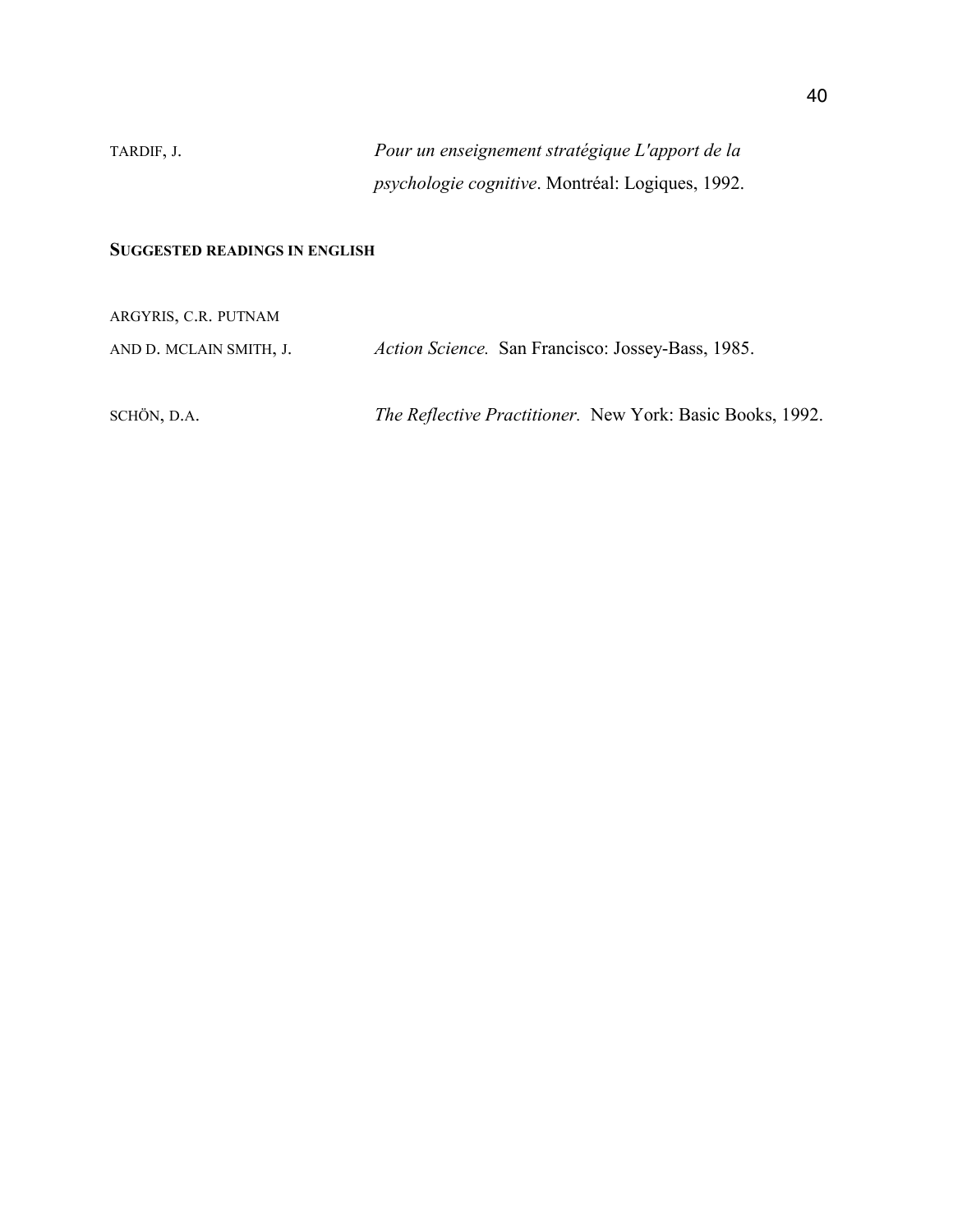TARDIF, J. *Pour un enseignement stratégique L'apport de la psychologie cognitive*. Montréal: Logiques, 1992.

**SUGGESTED READINGS IN ENGLISH**

ARGYRIS, C.R. PUTNAM AND D. MCLAIN SMITH, J. *Action Science.* San Francisco: Jossey-Bass, 1985.

SCHÖN, D.A. *The Reflective Practitioner.* New York: Basic Books, 1992.